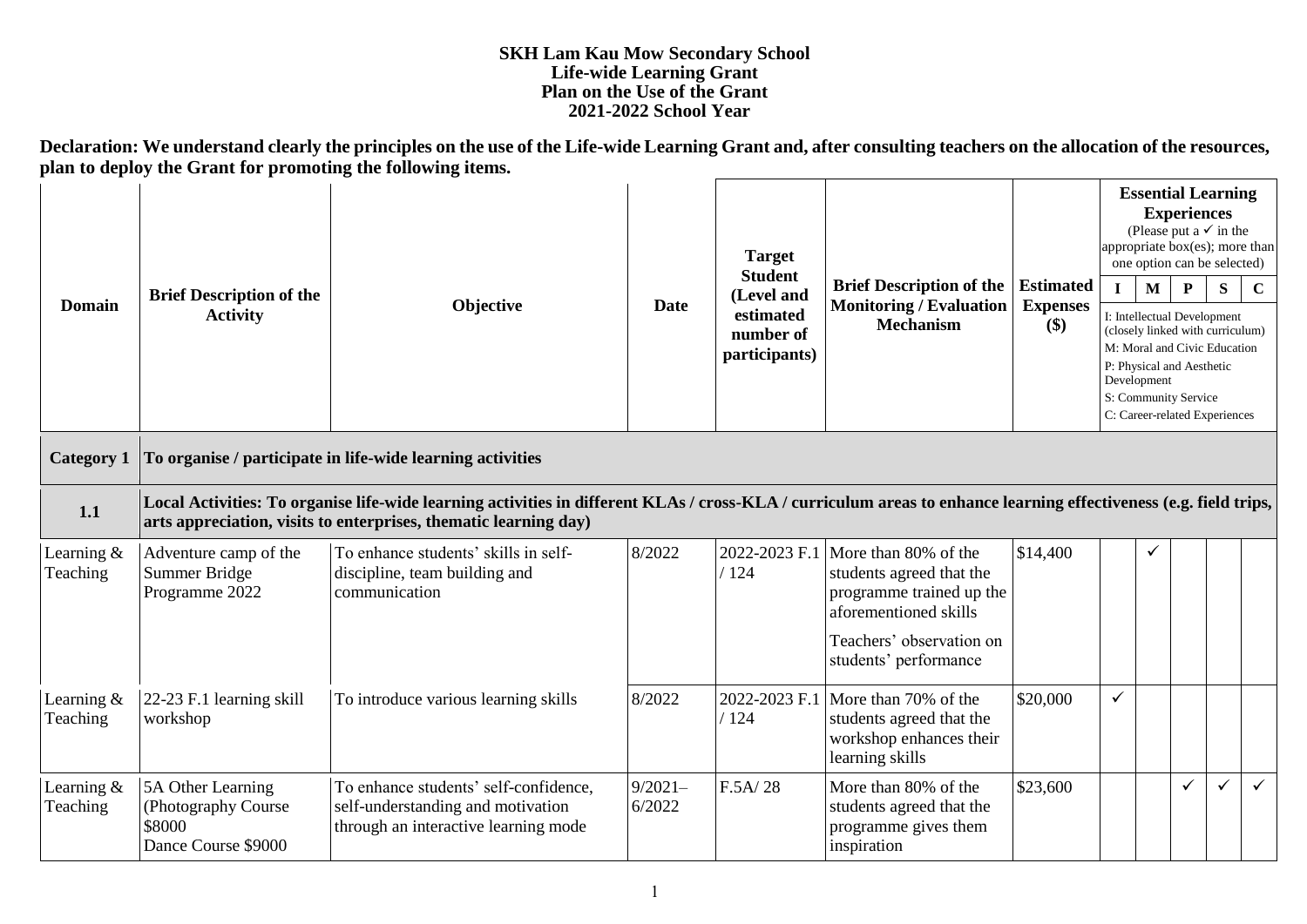# SKH Lam Kau Mow Secondary School
## Life-wide Learning Grant
## Plan on the Use of the Grant
## 2021-2022 School Year

**Declaration: We understand clearly the principles on the use of the Life-wide Learning Grant and, after consulting teachers on the allocation of the resources, plan to deploy the Grant for promoting the following items.**

| Domain | Brief Description of the Activity | Objective | Date | Target Student (Level and estimated number of participants) | Brief Description of the Monitoring / Evaluation Mechanism | Estimated Expenses ($) | Essential Learning Experiences (Please put a ✓ in the appropriate box(es); more than one option can be selected) | | | | |
|---|---|---|---|---|---|---|---|---|---|---|---|
| | | | | | | | I | M | P | S | C |
| | | | | | | | I: Intellectual Development (closely linked with curriculum) M: Moral and Civic Education P: Physical and Aesthetic Development S: Community Service C: Career-related Experiences | | | | |
| **Category 1** | **To organise / participate in life-wide learning activities** | | | | | | | | | | |
| **1.1** | **Local Activities: To organise life-wide learning activities in different KLAs / cross-KLA / curriculum areas to enhance learning effectiveness (e.g. field trips, arts appreciation, visits to enterprises, thematic learning day)** | | | | | | | | | | |
| Learning & Teaching | Adventure camp of the Summer Bridge Programme 2022 | To enhance students' skills in self-discipline, team building and communication | 8/2022 | 2022-2023 F.1 / 124 | More than 80% of the students agreed that the programme trained up the aforementioned skills<br><br>Teachers' observation on students' performance | $14,400 | | ✓ | | | |
| Learning & Teaching | 22-23 F.1 learning skill workshop | To introduce various learning skills | 8/2022 | 2022-2023 F.1 / 124 | More than 70% of the students agreed that the workshop enhances their learning skills | $20,000 | ✓ | | | | |
| Learning & Teaching | 5A Other Learning (Photography Course $8000 Dance Course $9000 | To enhance students' self-confidence, self-understanding and motivation through an interactive learning mode | 9/2021–6/2022 | F.5A/ 28 | More than 80% of the students agreed that the programme gives them inspiration | $23,600 | | | ✓ | ✓ | ✓ |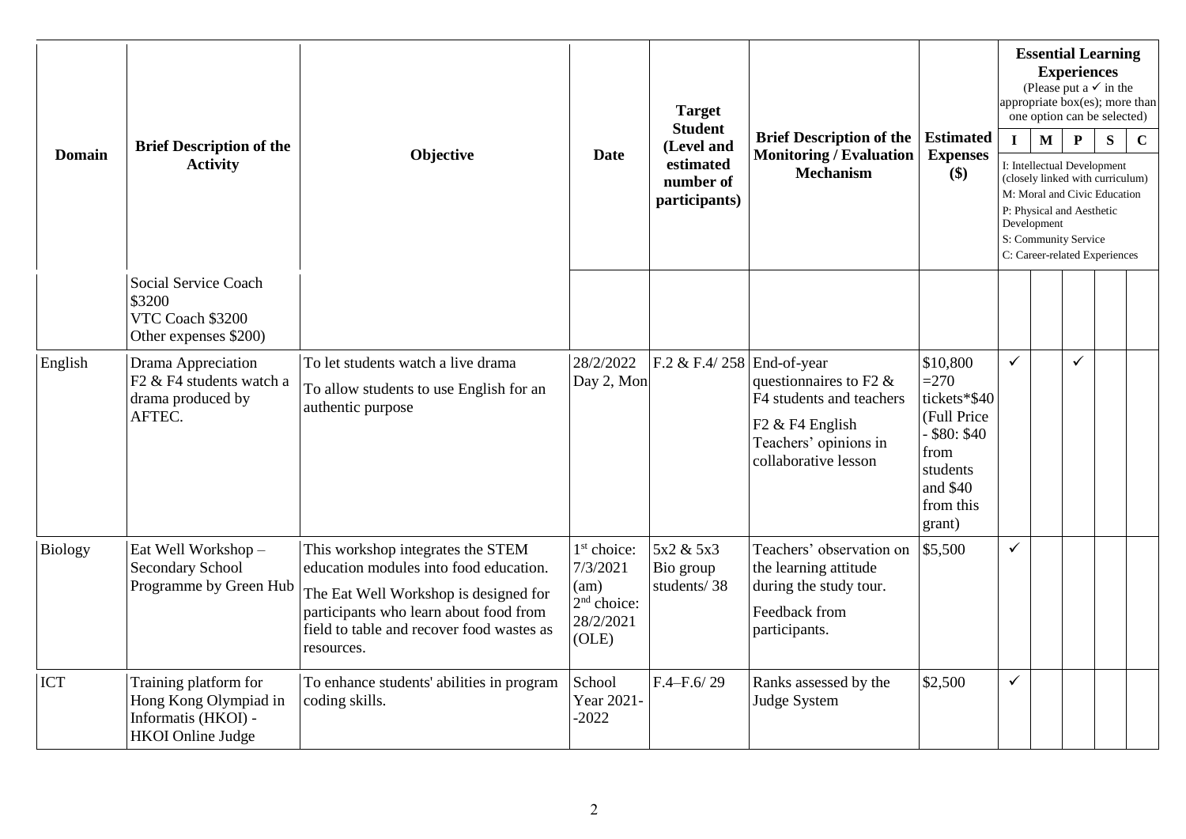| Domain | Brief Description of the Activity | Objective | Date | Target Student (Level and estimated number of participants) | Brief Description of the Monitoring / Evaluation Mechanism | Estimated Expenses ($) | Essential Learning Experiences (Please put a ✓ in the appropriate box(es); more than one option can be selected) I: Intellectual Development (closely linked with curriculum) M: Moral and Civic Education P: Physical and Aesthetic Development S: Community Service C: Career-related Experiences | | | | |
|---|---|---|---|---|---|---|---|---|---|---|---|
| | | | | | | | I | M | P | S | C |
| | Social Service Coach $3200<br>VTC Coach $3200<br>Other expenses $200) | | | | | | | | | | |
| English | Drama Appreciation<br>F2 & F4 students watch a drama produced by AFTEC. | To let students watch a live drama<br>To allow students to use English for an authentic purpose | 28/2/2022<br>Day 2, Mon | F.2 & F.4/ 258 | End-of-year questionnaires to F2 & F4 students and teachers<br>F2 & F4 English Teachers' opinions in collaborative lesson | $10,800 =270 tickets*$40 (Full Price - $80: $40 from students and $40 from this grant) | ✓ | | ✓ | | |
| Biology | Eat Well Workshop – Secondary School Programme by Green Hub | This workshop integrates the STEM education modules into food education.<br>The Eat Well Workshop is designed for participants who learn about food from field to table and recover food wastes as resources. | 1st choice: 7/3/2021 (am)<br>2nd choice: 28/2/2021 (OLE) | 5x2 & 5x3 Bio group students/ 38 | Teachers' observation on the learning attitude during the study tour.<br>Feedback from participants. | $5,500 | ✓ | | | | |
| ICT | Training platform for Hong Kong Olympiad in Informatis (HKOI) - HKOI Online Judge | To enhance students' abilities in program coding skills. | School Year 2021-2022 | F.4–F.6/ 29 | Ranks assessed by the Judge System | $2,500 | ✓ | | | | |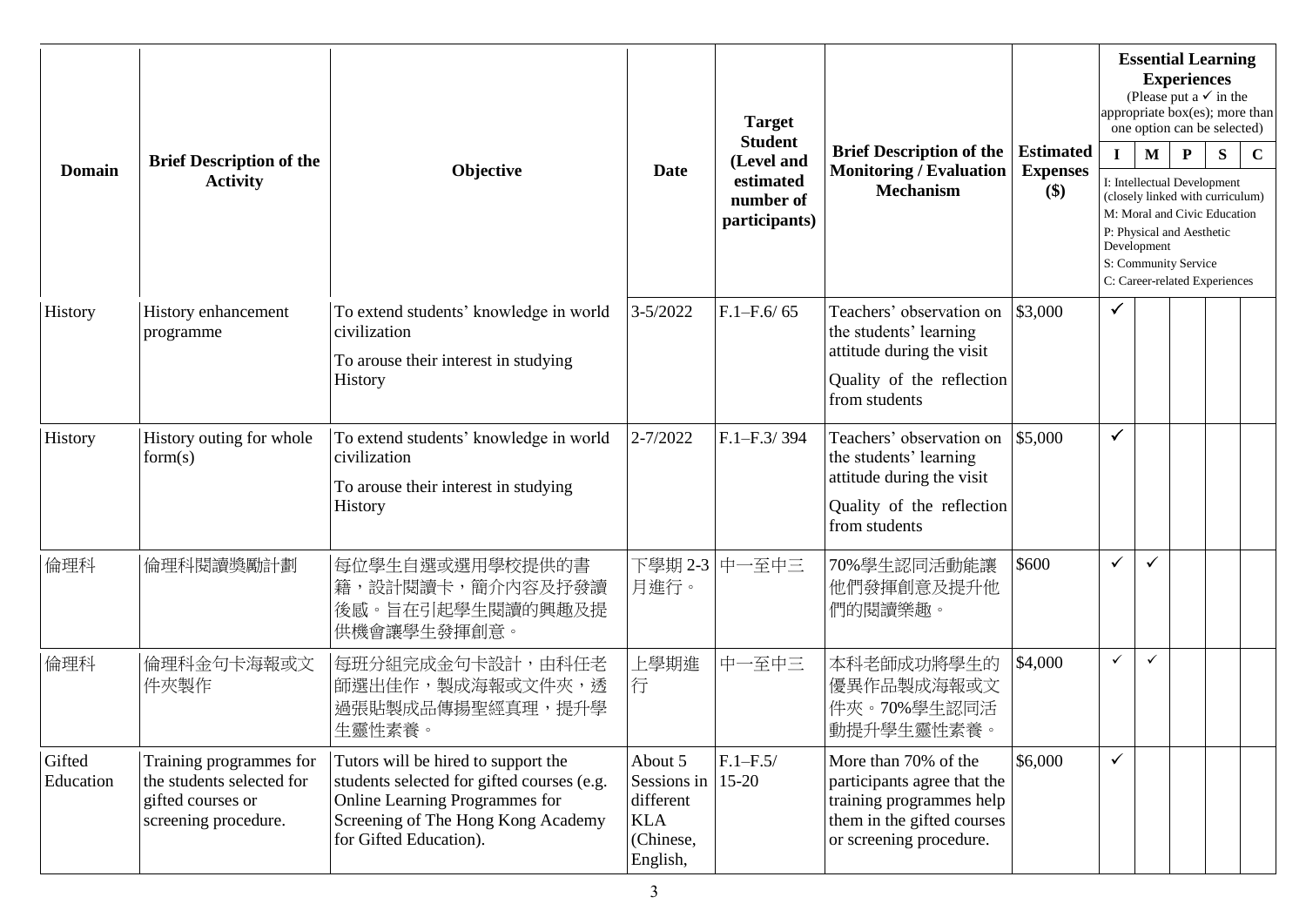| Domain | Brief Description of the Activity | Objective | Date | Target Student (Level and estimated number of participants) | Brief Description of the Monitoring / Evaluation Mechanism | Estimated Expenses ($) | Essential Learning Experiences (Please put a ✓ in the appropriate box(es); more than one option can be selected) | | | | |
|---|---|---|---|---|---|---|---|---|---|---|---|
| | | | | | | | I | M | P | S | C |
| | | | | | | | I: Intellectual Development (closely linked with curriculum) M: Moral and Civic Education P: Physical and Aesthetic Development S: Community Service C: Career-related Experiences | | | | |
| History | History enhancement programme | To extend students' knowledge in world civilization<br>To arouse their interest in studying History | 3-5/2022 | F.1–F.6/ 65 | Teachers' observation on the students' learning attitude during the visit<br>Quality of the reflection from students | $3,000 | ✓ | | | | |
| History | History outing for whole form(s) | To extend students' knowledge in world civilization<br>To arouse their interest in studying History | 2-7/2022 | F.1–F.3/ 394 | Teachers' observation on the students' learning attitude during the visit<br>Quality of the reflection from students | $5,000 | ✓ | | | | |
| 倫理科 | 倫理科閱讀獎勵計劃 | 每位學生自選或選用學校提供的書籍，設計閱讀卡，簡介內容及抒發讀後感。旨在引起學生閱讀的興趣及提供機會讓學生發揮創意。 | 下學期 2-3 月進行。 | 中一至中三 | 70%學生認同活動能讓他們發揮創意及提升他們的閱讀樂趣。 | $600 | ✓ | ✓ | | | |
| 倫理科 | 倫理科金句卡海報或文件夾製作 | 每班分組完成金句卡設計，由科任老師選出佳作，製成海報或文件夾，透過貼製成品傳揚聖經真理，提升學生靈性素養。 | 上學期進行 | 中一至中三 | 本科老師成功將學生的優異作品製成海報或文件夾。70%學生認同活動提升學生靈性素養。 | $4,000 | ✓ | ✓ | | | |
| Gifted Education | Training programmes for the students selected for gifted courses or screening procedure. | Tutors will be hired to support the students selected for gifted courses (e.g. Online Learning Programmes for Screening of The Hong Kong Academy for Gifted Education). | About 5 Sessions in different KLA (Chinese, English, | F.1–F.5/ 15-20 | More than 70% of the participants agree that the training programmes help them in the gifted courses or screening procedure. | $6,000 | ✓ | | | | |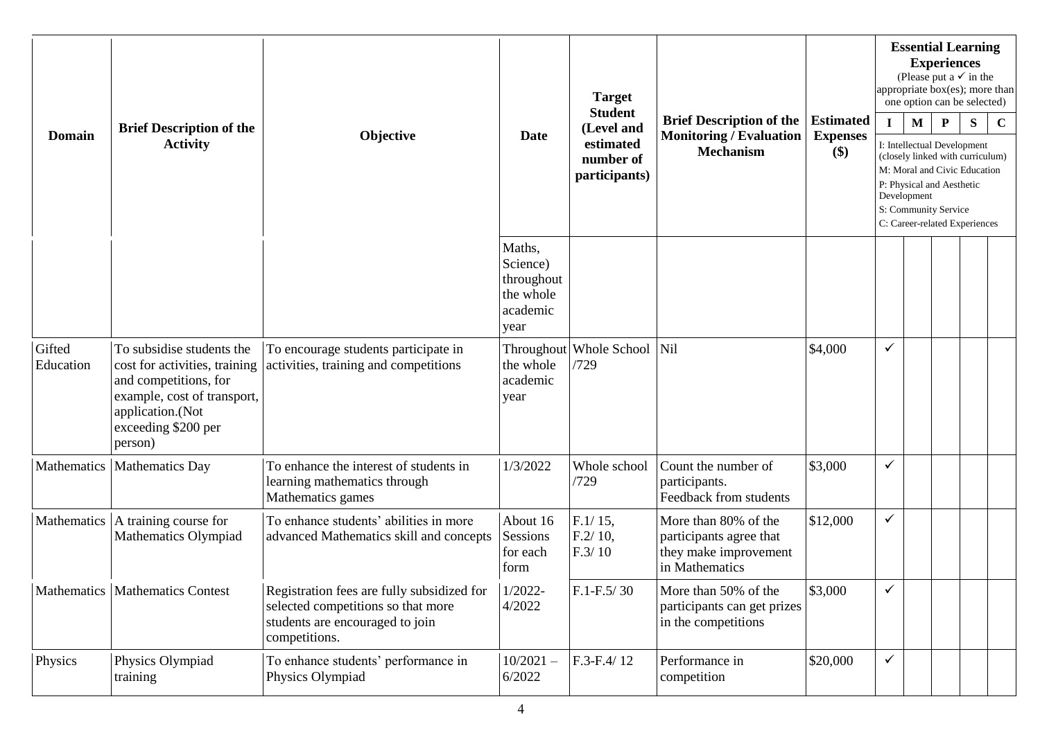| Domain | Brief Description of the Activity | Objective | Date | Target Student (Level and estimated number of participants) | Brief Description of the Monitoring / Evaluation Mechanism | Estimated Expenses ($) | Essential Learning Experiences (Please put a ✓ in the appropriate box(es); more than one option can be selected) | | | | |
|---|---|---|---|---|---|---|---|---|---|---|---|
| | | | | | | | I | M | P | S | C |
| | | | | | | | I: Intellectual Development (closely linked with curriculum) M: Moral and Civic Education P: Physical and Aesthetic Development S: Community Service C: Career-related Experiences | | | | |
| | | | Maths, Science) throughout the whole academic year | | | | | | | | |
| Gifted Education | To subsidise students the cost for activities, training and competitions, for example, cost of transport, application.(Not exceeding $200 per person) | To encourage students participate in activities, training and competitions | Throughout the whole academic year | Whole School /729 | Nil | $4,000 | ✓ | | | | |
| Mathematics | Mathematics Day | To enhance the interest of students in learning mathematics through Mathematics games | 1/3/2022 | Whole school /729 | Count the number of participants. Feedback from students | $3,000 | ✓ | | | | |
| Mathematics | A training course for Mathematics Olympiad | To enhance students' abilities in more advanced Mathematics skill and concepts | About 16 Sessions for each form | F.1/ 15, F.2/ 10, F.3/ 10 | More than 80% of the participants agree that they make improvement in Mathematics | $12,000 | ✓ | | | | |
| Mathematics | Mathematics Contest | Registration fees are fully subsidized for selected competitions so that more students are encouraged to join competitions. | 1/2022-4/2022 | F.1-F.5/ 30 | More than 50% of the participants can get prizes in the competitions | $3,000 | ✓ | | | | |
| Physics | Physics Olympiad training | To enhance students' performance in Physics Olympiad | 10/2021 – 6/2022 | F.3-F.4/ 12 | Performance in competition | $20,000 | ✓ | | | | |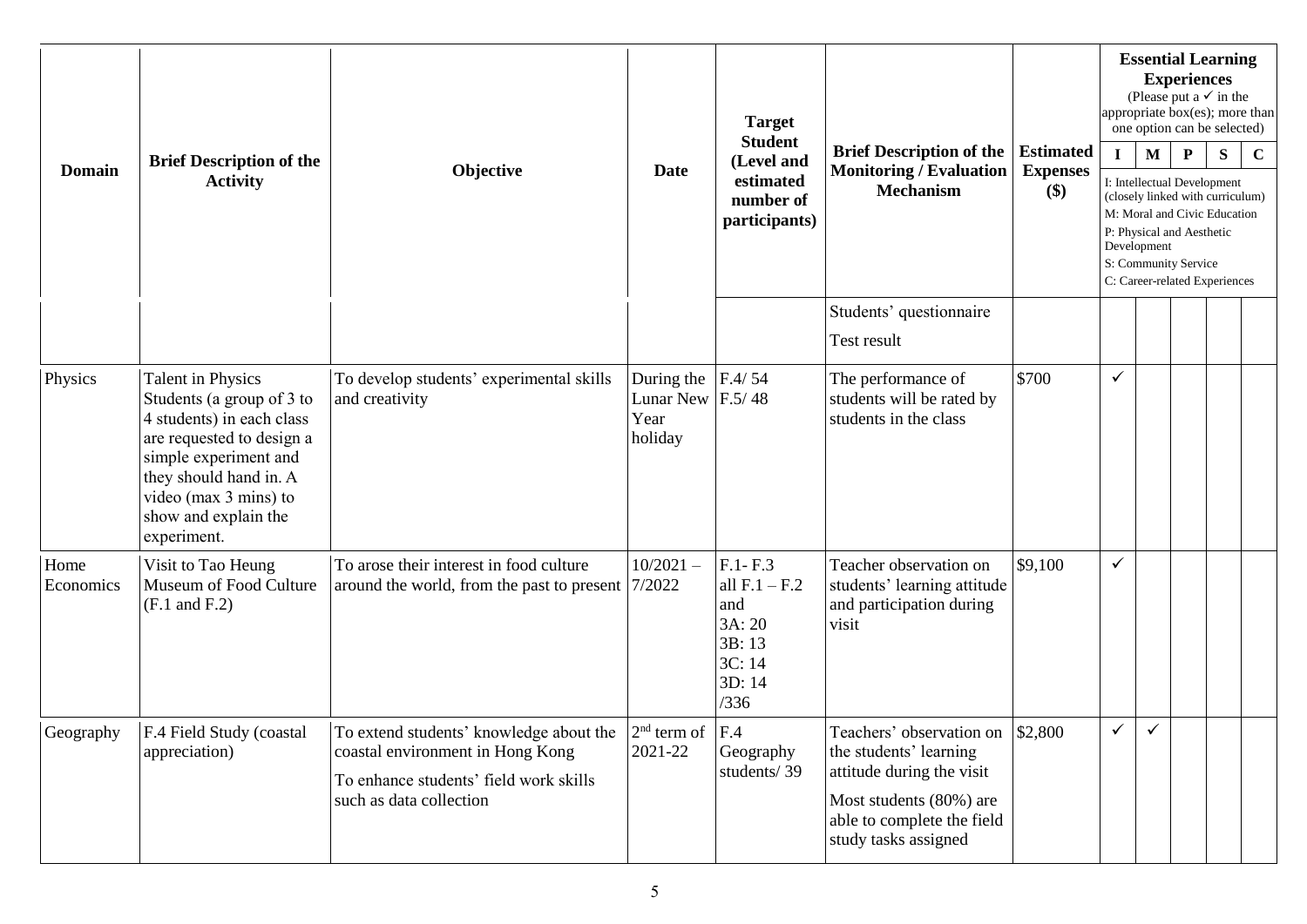| Domain | Brief Description of the Activity | Objective | Date | Target Student (Level and estimated number of participants) | Brief Description of the Monitoring / Evaluation Mechanism | Estimated Expenses ($) | Essential Learning Experiences (Please put a ✓ in the appropriate box(es); more than one option can be selected) I: Intellectual Development (closely linked with curriculum) M: Moral and Civic Education P: Physical and Aesthetic Development S: Community Service C: Career-related Experiences | | | | |
|---|---|---|---|---|---|---|---|---|---|---|---|
| | | | | | | | I | M | P | S | C |
| | | | | | Students' questionnaire<br>Test result | | | | | | |
| Physics | Talent in Physics<br>Students (a group of 3 to 4 students) in each class are requested to design a simple experiment and they should hand in. A video (max 3 mins) to show and explain the experiment. | To develop students' experimental skills and creativity | During the Lunar New Year holiday | F.4/ 54<br>F.5/ 48 | The performance of students will be rated by students in the class | $700 | ✓ | | | | |
| Home Economics | Visit to Tao Heung Museum of Food Culture (F.1 and F.2) | To arose their interest in food culture around the world, from the past to present | 10/2021 – 7/2022 | F.1- F.3<br>all F.1 – F.2 and<br>3A: 20<br>3B: 13<br>3C: 14<br>3D: 14<br>/336 | Teacher observation on students' learning attitude and participation during visit | $9,100 | ✓ | | | | |
| Geography | F.4 Field Study (coastal appreciation) | To extend students' knowledge about the coastal environment in Hong Kong<br>To enhance students' field work skills such as data collection | 2nd term of 2021-22 | F.4 Geography students/ 39 | Teachers' observation on the students' learning attitude during the visit<br>Most students (80%) are able to complete the field study tasks assigned | $2,800 | ✓ | ✓ | | | |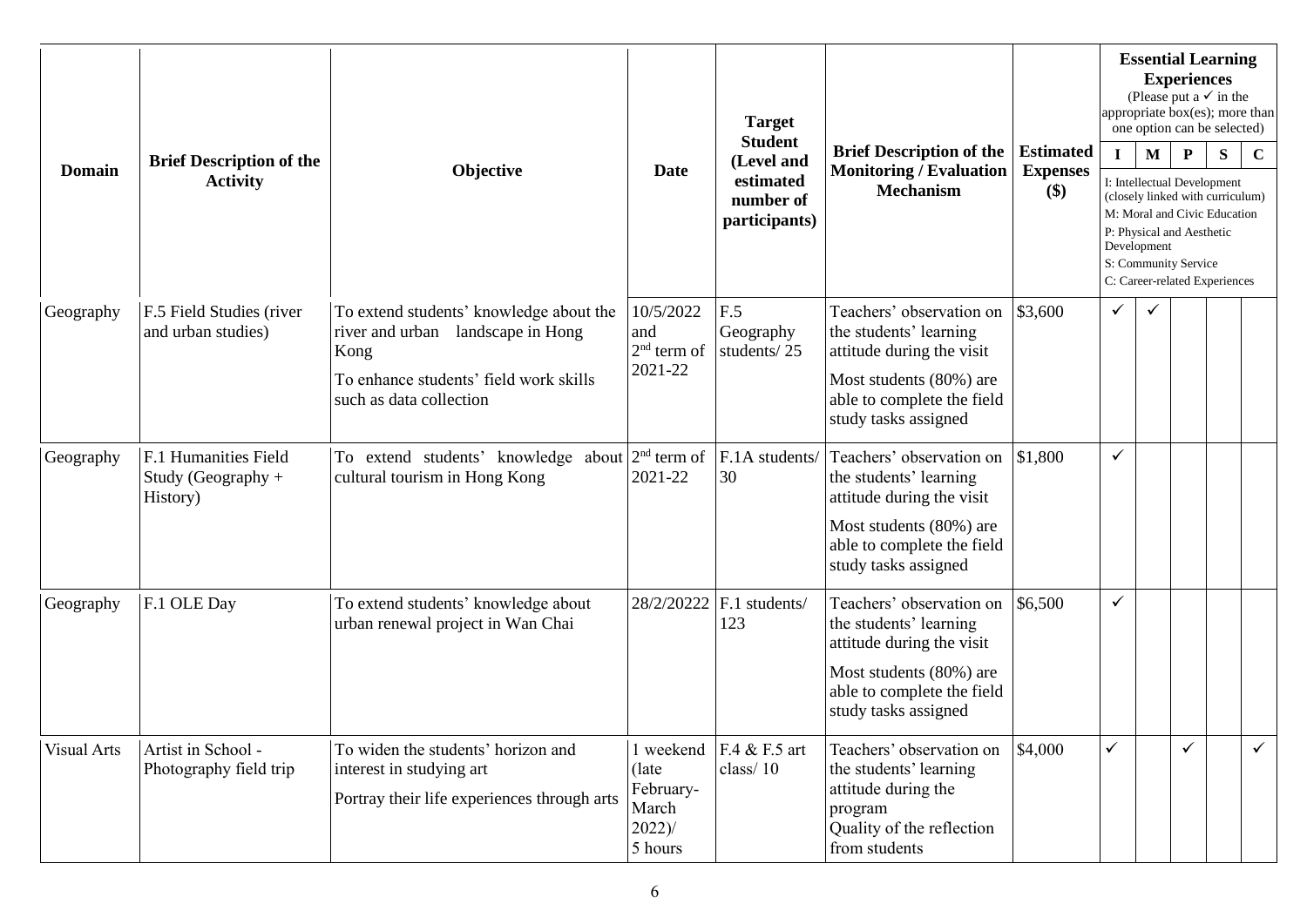| Domain | Brief Description of the Activity | Objective | Date | Target Student (Level and estimated number of participants) | Brief Description of the Monitoring / Evaluation Mechanism | Estimated Expenses ($) | Essential Learning Experiences (Please put a ✓ in the appropriate box(es); more than one option can be selected) I: Intellectual Development (closely linked with curriculum) M: Moral and Civic Education P: Physical and Aesthetic Development S: Community Service C: Career-related Experiences | | | | |
|---|---|---|---|---|---|---|---|---|---|---|---|
| | | | | | | | I | M | P | S | C |
| Geography | F.5 Field Studies (river and urban studies) | To extend students' knowledge about the river and urban landscape in Hong Kong<br>To enhance students' field work skills such as data collection | 10/5/2022 and 2nd term of 2021-22 | F.5 Geography students/ 25 | Teachers' observation on the students' learning attitude during the visit<br>Most students (80%) are able to complete the field study tasks assigned | $3,600 | ✓ | ✓ | | | |
| Geography | F.1 Humanities Field Study (Geography + History) | To extend students' knowledge about cultural tourism in Hong Kong | 2nd term of 2021-22 | F.1A students/ 30 | Teachers' observation on the students' learning attitude during the visit<br>Most students (80%) are able to complete the field study tasks assigned | $1,800 | ✓ | | | | |
| Geography | F.1 OLE Day | To extend students' knowledge about urban renewal project in Wan Chai | 28/2/20222 | F.1 students/ 123 | Teachers' observation on the students' learning attitude during the visit<br>Most students (80%) are able to complete the field study tasks assigned | $6,500 | ✓ | | | | |
| Visual Arts | Artist in School - Photography field trip | To widen the students' horizon and interest in studying art<br>Portray their life experiences through arts | 1 weekend (late February-March 2022)/ 5 hours | F.4 & F.5 art class/ 10 | Teachers' observation on the students' learning attitude during the program<br>Quality of the reflection from students | $4,000 | ✓ | | ✓ | | ✓ |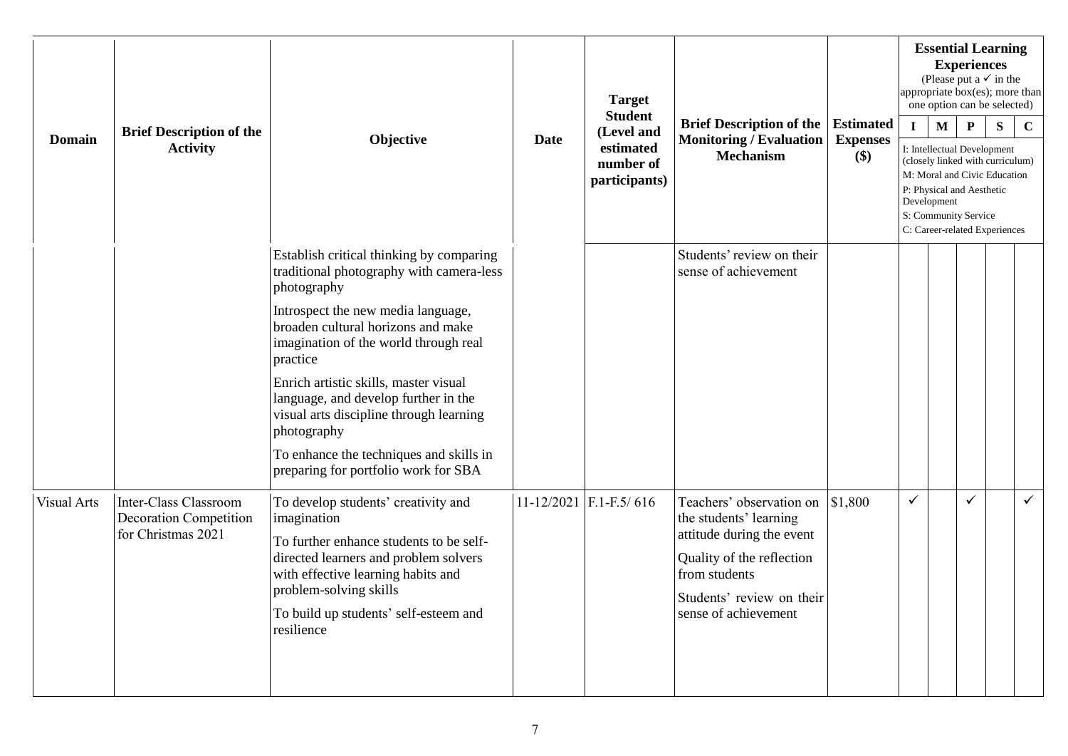| Domain | Brief Description of the Activity | Objective | Date | Target Student (Level and estimated number of participants) | Brief Description of the Monitoring / Evaluation Mechanism | Estimated Expenses ($) | Essential Learning Experiences (Please put a ✓ in the appropriate box(es); more than one option can be selected) I: Intellectual Development (closely linked with curriculum) M: Moral and Civic Education P: Physical and Aesthetic Development S: Community Service C: Career-related Experiences | | | | |
|---|---|---|---|---|---|---|---|---|---|---|---|
| | | | | | | | I | M | P | S | C |
| | | Establish critical thinking by comparing traditional photography with camera-less photography<br><br>Introspect the new media language, broaden cultural horizons and make imagination of the world through real practice<br><br>Enrich artistic skills, master visual language, and develop further in the visual arts discipline through learning photography<br><br>To enhance the techniques and skills in preparing for portfolio work for SBA | | | Students' review on their sense of achievement | | | | | | |
| Visual Arts | Inter-Class Classroom Decoration Competition for Christmas 2021 | To develop students' creativity and imagination<br><br>To further enhance students to be self-directed learners and problem solvers with effective learning habits and problem-solving skills<br><br>To build up students' self-esteem and resilience | 11-12/2021 | F.1-F.5/ 616 | Teachers' observation on the students' learning attitude during the event<br><br>Quality of the reflection from students<br><br>Students' review on their sense of achievement | $1,800 | ✓ | | ✓ | | ✓ |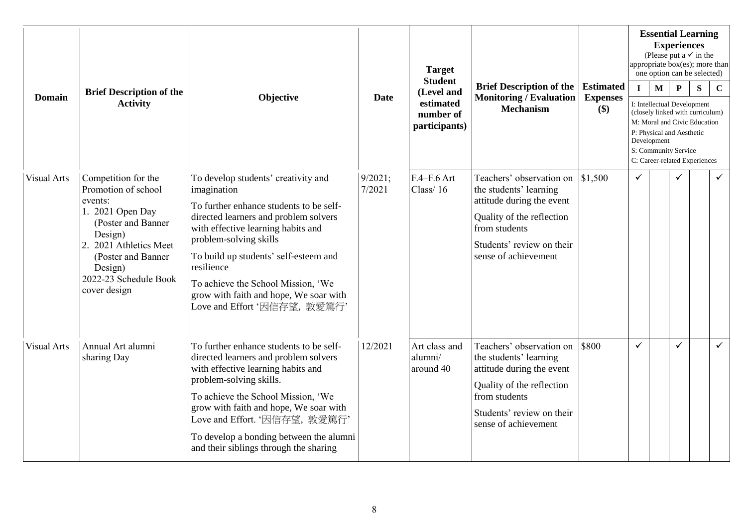| Domain | Brief Description of the Activity | Objective | Date | Target Student (Level and estimated number of participants) | Brief Description of the Monitoring / Evaluation Mechanism | Estimated Expenses ($) | Essential Learning Experiences (Please put a ✓ in the appropriate box(es); more than one option can be selected) I: Intellectual Development (closely linked with curriculum) M: Moral and Civic Education P: Physical and Aesthetic Development S: Community Service C: Career-related Experiences | | | | |
|---|---|---|---|---|---|---|---|---|---|---|---|
| | | | | | | | I | M | P | S | C |
| Visual Arts | Competition for the Promotion of school events:<br>1. 2021 Open Day (Poster and Banner Design)<br>2. 2021 Athletics Meet (Poster and Banner Design)<br>2022-23 Schedule Book cover design | To develop students' creativity and imagination<br>To further enhance students to be self-directed learners and problem solvers with effective learning habits and problem-solving skills<br>To build up students' self-esteem and resilience<br>To achieve the School Mission, 'We grow with faith and hope, We soar with Love and Effort '因信存望, 敦爱篤行' | 9/2021; 7/2021 | F.4–F.6 Art Class/ 16 | Teachers' observation on the students' learning attitude during the event<br>Quality of the reflection from students<br>Students' review on their sense of achievement | $1,500 | ✓ | | ✓ | | ✓ |
| Visual Arts | Annual Art alumni sharing Day | To further enhance students to be self-directed learners and problem solvers with effective learning habits and problem-solving skills.<br>To achieve the School Mission, 'We grow with faith and hope, We soar with Love and Effort. '因信存望, 敦爱篤行'<br>To develop a bonding between the alumni and their siblings through the sharing | 12/2021 | Art class and alumni/ around 40 | Teachers' observation on the students' learning attitude during the event<br>Quality of the reflection from students<br>Students' review on their sense of achievement | $800 | ✓ | | ✓ | | ✓ |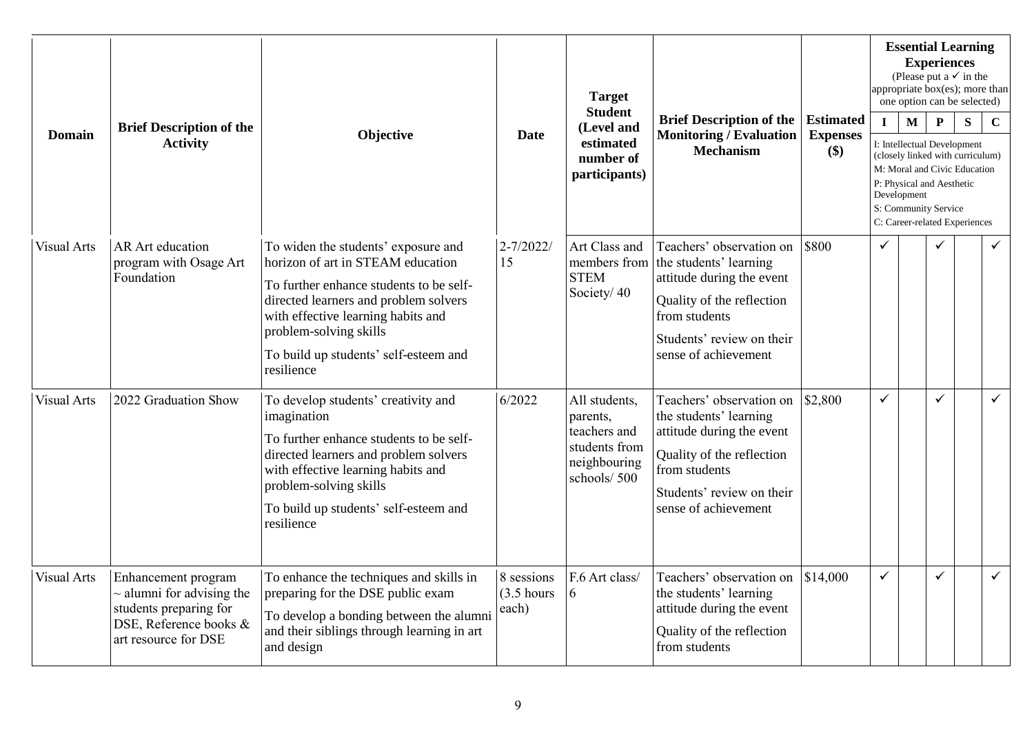| Domain | Brief Description of the Activity | Objective | Date | Target Student (Level and estimated number of participants) | Brief Description of the Monitoring / Evaluation Mechanism | Estimated Expenses ($) | Essential Learning Experiences (Please put a ✓ in the appropriate box(es); more than one option can be selected) | | | | |
|---|---|---|---|---|---|---|---|---|---|---|---|
| | | | | | | | I | M | P | S | C |
| | | | | | | | I: Intellectual Development (closely linked with curriculum)<br>M: Moral and Civic Education<br>P: Physical and Aesthetic Development<br>S: Community Service<br>C: Career-related Experiences | | | | |
| Visual Arts | AR Art education program with Osage Art Foundation | To widen the students' exposure and horizon of art in STEAM education<br>To further enhance students to be self-directed learners and problem solvers with effective learning habits and problem-solving skills<br>To build up students' self-esteem and resilience | 2-7/2022/ 15 | Art Class and members from STEM Society/ 40 | Teachers' observation on the students' learning attitude during the event<br>Quality of the reflection from students<br>Students' review on their sense of achievement | $800 | ✓ | | ✓ | | ✓ |
| Visual Arts | 2022 Graduation Show | To develop students' creativity and imagination<br>To further enhance students to be self-directed learners and problem solvers with effective learning habits and problem-solving skills<br>To build up students' self-esteem and resilience | 6/2022 | All students, parents, teachers and students from neighbouring schools/ 500 | Teachers' observation on the students' learning attitude during the event<br>Quality of the reflection from students<br>Students' review on their sense of achievement | $2,800 | ✓ | | ✓ | | ✓ |
| Visual Arts | Enhancement program ~ alumni for advising the students preparing for DSE, Reference books & art resource for DSE | To enhance the techniques and skills in preparing for the DSE public exam<br>To develop a bonding between the alumni and their siblings through learning in art and design | 8 sessions (3.5 hours each) | F.6 Art class/ 6 | Teachers' observation on the students' learning attitude during the event<br>Quality of the reflection from students | $14,000 | ✓ | | ✓ | | ✓ |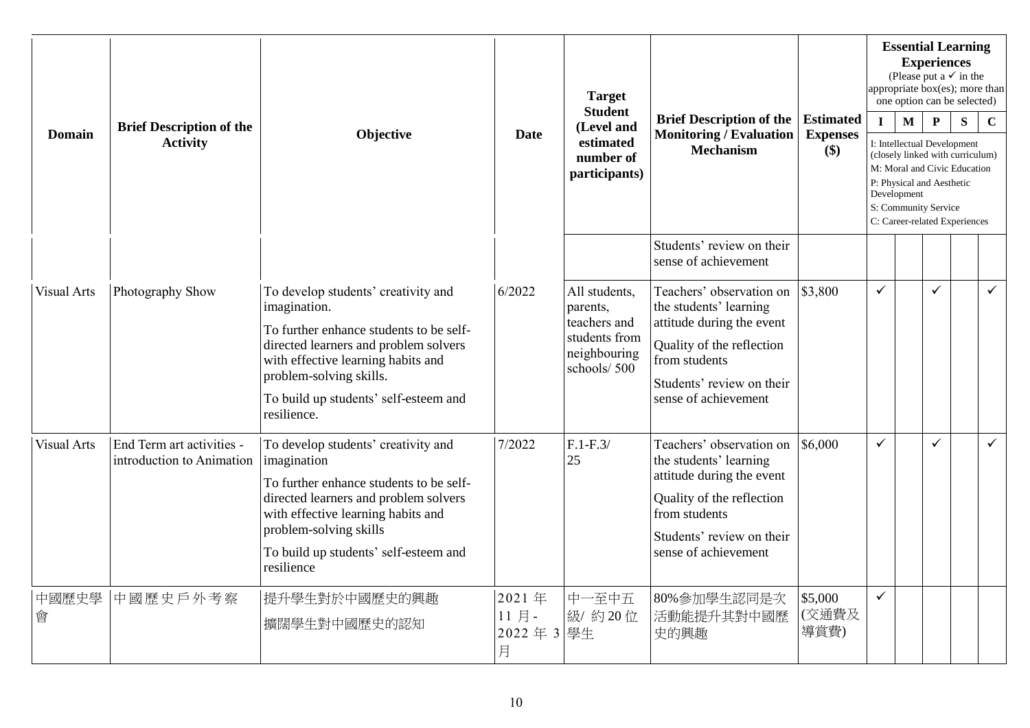| Domain | Brief Description of the Activity | Objective | Date | Target Student (Level and estimated number of participants) | Brief Description of the Monitoring / Evaluation Mechanism | Estimated Expenses ($) | Essential Learning Experiences (Please put a ✓ in the appropriate box(es); more than one option can be selected) | | | | |
|---|---|---|---|---|---|---|---|---|---|---|---|
| | | | | | | | I | M | P | S | C |
| | | | | | | | I: Intellectual Development (closely linked with curriculum)<br>M: Moral and Civic Education<br>P: Physical and Aesthetic Development<br>S: Community Service<br>C: Career-related Experiences | | | | |
| | | | | | Students' review on their sense of achievement | | | | | | |
| Visual Arts | Photography Show | To develop students' creativity and imagination.<br>To further enhance students to be self-directed learners and problem solvers with effective learning habits and problem-solving skills.<br>To build up students' self-esteem and resilience. | 6/2022 | All students, parents, teachers and students from neighbouring schools/ 500 | Teachers' observation on the students' learning attitude during the event<br>Quality of the reflection from students<br>Students' review on their sense of achievement | $3,800 | ✓ | | ✓ | | ✓ |
| Visual Arts | End Term art activities - introduction to Animation | To develop students' creativity and imagination<br>To further enhance students to be self-directed learners and problem solvers with effective learning habits and problem-solving skills<br>To build up students' self-esteem and resilience | 7/2022 | F.1-F.3/ 25 | Teachers' observation on the students' learning attitude during the event<br>Quality of the reflection from students<br>Students' review on their sense of achievement | $6,000 | ✓ | | ✓ | | ✓ |
| 中國歷史學會 | 中國歷史戶外考察 | 提升學生對於中國歷史的興趣<br>擴闊學生對中國歷史的認知 | 2021 年 11 月 - 2022 年 3 月 | 中一至中五級/ 約 20 位學生 | 80%參加學生認同是次活動能提升其對中國歷史的興趣 | $5,000 (交通費及導賞費) | ✓ | | | | |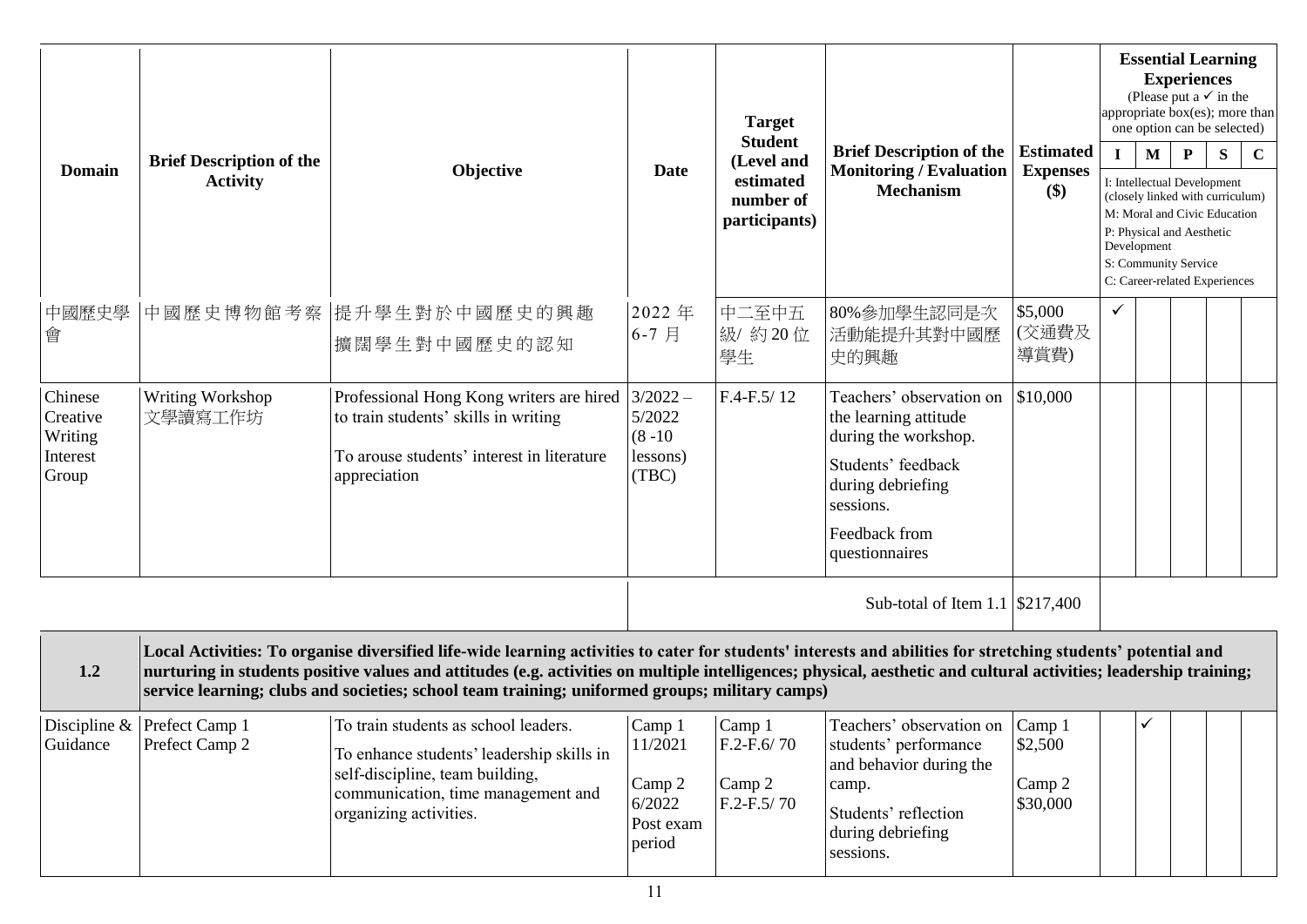| Domain | Brief Description of the Activity | Objective | Date | Target Student (Level and estimated number of participants) | Brief Description of the Monitoring / Evaluation Mechanism | Estimated Expenses ($) | Essential Learning Experiences (Please put a ✓ in the appropriate box(es); more than one option can be selected) | | | | |
|---|---|---|---|---|---|---|---|---|---|---|---|
| | | | | | | | I | M | P | S | C |
| | | | | | | | I: Intellectual Development (closely linked with curriculum)<br>M: Moral and Civic Education<br>P: Physical and Aesthetic Development<br>S: Community Service<br>C: Career-related Experiences | | | | |
| 中國歷史學會 | 中國歷史博物館考察 | 提升學生對於中國歷史的興趣<br>擴闊學生對中國歷史的認知 | 2022 年 6-7 月 | 中二至中五級/ 約 20 位學生 | 80%參加學生認同是次活動能提升其對中國歷史的興趣 | $5,000 (交通費及導賞費) | ✓ | | | | |
| Chinese Creative Writing Interest Group | Writing Workshop 文學讀寫工作坊 | Professional Hong Kong writers are hired to train students' skills in writing<br>To arouse students' interest in literature appreciation | 3/2022 – 5/2022 (8 -10 lessons) (TBC) | F.4-F.5/ 12 | Teachers' observation on the learning attitude during the workshop.<br>Students' feedback during debriefing sessions.<br>Feedback from questionnaires | $10,000 | | | | | |
| | | | | | Sub-total of Item 1.1 | $217,400 | | | | | |
| **1.2** | **Local Activities: To organise diversified life-wide learning activities to cater for students' interests and abilities for stretching students' potential and nurturing in students positive values and attitudes (e.g. activities on multiple intelligences; physical, aesthetic and cultural activities; leadership training; service learning; clubs and societies; school team training; uniformed groups; military camps)** | | | | | | | | | | |
| Discipline & Guidance | Prefect Camp 1<br>Prefect Camp 2 | To train students as school leaders.<br>To enhance students' leadership skills in self-discipline, team building, communication, time management and organizing activities. | Camp 1 11/2021<br>Camp 2 6/2022 Post exam period | Camp 1 F.2-F.6/ 70<br>Camp 2 F.2-F.5/ 70 | Teachers' observation on students' performance and behavior during the camp.<br>Students' reflection during debriefing sessions. | Camp 1 $2,500<br>Camp 2 $30,000 | | ✓ | | | |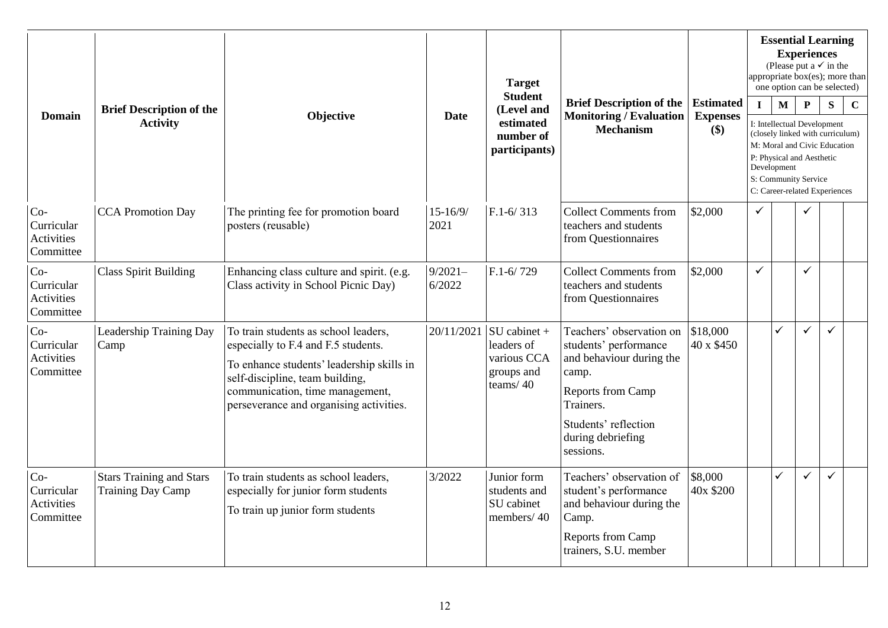| Domain | Brief Description of the Activity | Objective | Date | Target Student (Level and estimated number of participants) | Brief Description of the Monitoring / Evaluation Mechanism | Estimated Expenses ($) | Essential Learning Experiences (Please put a ✓ in the appropriate box(es); more than one option can be selected) | | | | |
|---|---|---|---|---|---|---|---|---|---|---|---|
| | | | | | | | I | M | P | S | C |
| | | | | | | | I: Intellectual Development (closely linked with curriculum) M: Moral and Civic Education P: Physical and Aesthetic Development S: Community Service C: Career-related Experiences | | | | |
| Co-Curricular Activities Committee | CCA Promotion Day | The printing fee for promotion board posters (reusable) | 15-16/9/2021 | F.1-6/ 313 | Collect Comments from teachers and students from Questionnaires | $2,000 | ✓ | | ✓ | | |
| Co-Curricular Activities Committee | Class Spirit Building | Enhancing class culture and spirit. (e.g. Class activity in School Picnic Day) | 9/2021–6/2022 | F.1-6/ 729 | Collect Comments from teachers and students from Questionnaires | $2,000 | ✓ | | ✓ | | |
| Co-Curricular Activities Committee | Leadership Training Day Camp | To train students as school leaders, especially to F.4 and F.5 students.<br>To enhance students' leadership skills in self-discipline, team building, communication, time management, perseverance and organising activities. | 20/11/2021 | SU cabinet + leaders of various CCA groups and teams/ 40 | Teachers' observation on students' performance and behaviour during the camp.<br>Reports from Camp Trainers.<br>Students' reflection during debriefing sessions. | $18,000<br>40 x $450 | | ✓ | ✓ | ✓ | |
| Co-Curricular Activities Committee | Stars Training and Stars Training Day Camp | To train students as school leaders, especially for junior form students<br>To train up junior form students | 3/2022 | Junior form students and SU cabinet members/ 40 | Teachers' observation of student's performance and behaviour during the Camp.<br>Reports from Camp trainers, S.U. member | $8,000<br>40x $200 | | ✓ | ✓ | ✓ | |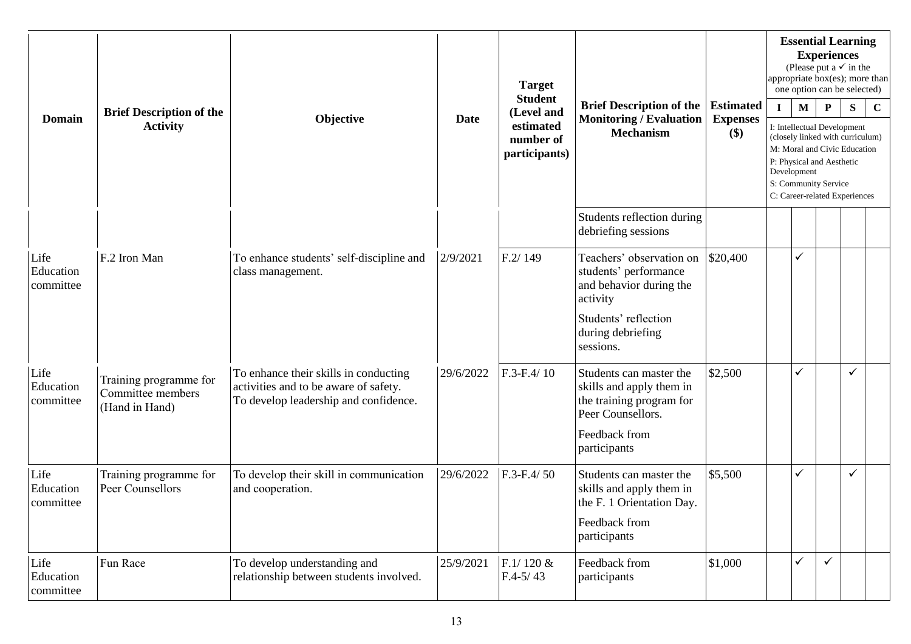| Domain | Brief Description of the Activity | Objective | Date | Target Student (Level and estimated number of participants) | Brief Description of the Monitoring / Evaluation Mechanism | Estimated Expenses ($) | Essential Learning Experiences (Please put a ✓ in the appropriate box(es); more than one option can be selected) | | | | |
|---|---|---|---|---|---|---|---|---|---|---|---|
| | | | | | | | I | M | P | S | C |
| | | | | | | | I: Intellectual Development (closely linked with curriculum) M: Moral and Civic Education P: Physical and Aesthetic Development S: Community Service C: Career-related Experiences | | | | |
| | | | | | Students reflection during debriefing sessions | | | | | | |
| Life Education committee | F.2 Iron Man | To enhance students' self-discipline and class management. | 2/9/2021 | F.2/ 149 | Teachers' observation on students' performance and behavior during the activity<br>Students' reflection during debriefing sessions. | $20,400 | | ✓ | | | |
| Life Education committee | Training programme for Committee members (Hand in Hand) | To enhance their skills in conducting activities and to be aware of safety. To develop leadership and confidence. | 29/6/2022 | F.3-F.4/ 10 | Students can master the skills and apply them in the training program for Peer Counsellors.<br>Feedback from participants | $2,500 | | ✓ | | ✓ | |
| Life Education committee | Training programme for Peer Counsellors | To develop their skill in communication and cooperation. | 29/6/2022 | F.3-F.4/ 50 | Students can master the skills and apply them in the F. 1 Orientation Day.<br>Feedback from participants | $5,500 | | ✓ | | ✓ | |
| Life Education committee | Fun Race | To develop understanding and relationship between students involved. | 25/9/2021 | F.1/ 120 & F.4-5/ 43 | Feedback from participants | $1,000 | | ✓ | ✓ | | |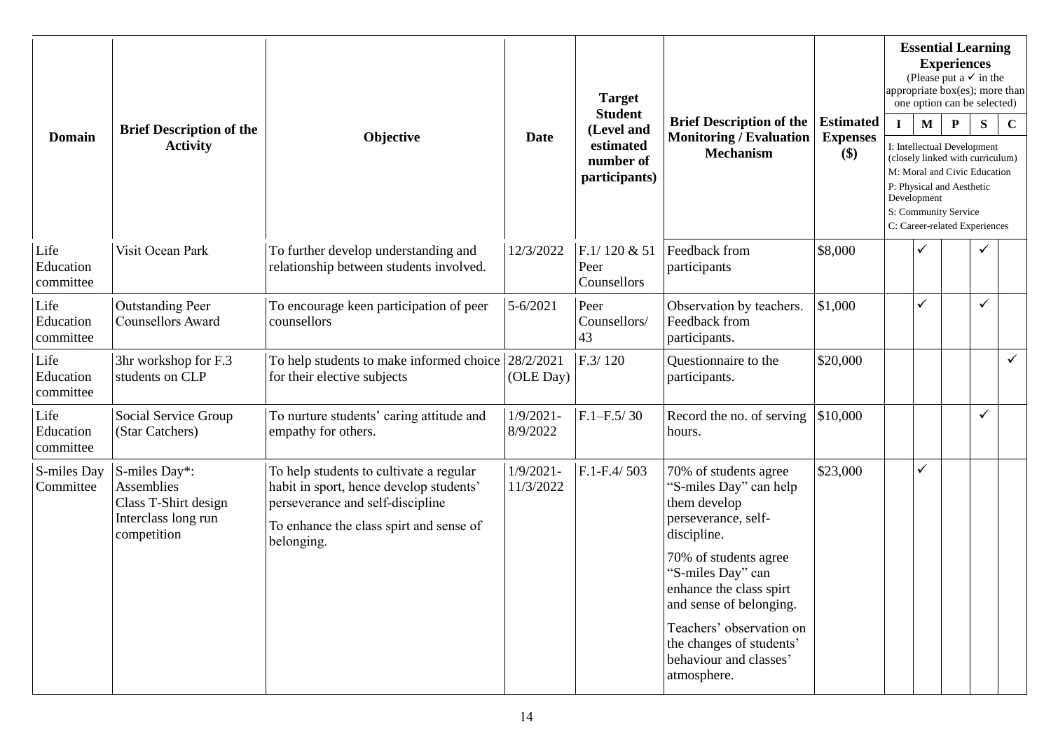| Domain | Brief Description of the Activity | Objective | Date | Target Student (Level and estimated number of participants) | Brief Description of the Monitoring / Evaluation Mechanism | Estimated Expenses ($) | Essential Learning Experiences (Please put a ✓ in the appropriate box(es); more than one option can be selected) I: Intellectual Development (closely linked with curriculum) M: Moral and Civic Education P: Physical and Aesthetic Development S: Community Service C: Career-related Experiences | | | | |
|---|---|---|---|---|---|---|---|---|---|---|---|
| | | | | | | | I | M | P | S | C |
| Life Education committee | Visit Ocean Park | To further develop understanding and relationship between students involved. | 12/3/2022 | F.1/ 120 & 51 Peer Counsellors | Feedback from participants | $8,000 | | ✓ | | ✓ | |
| Life Education committee | Outstanding Peer Counsellors Award | To encourage keen participation of peer counsellors | 5-6/2021 | Peer Counsellors/ 43 | Observation by teachers. Feedback from participants. | $1,000 | | ✓ | | ✓ | |
| Life Education committee | 3hr workshop for F.3 students on CLP | To help students to make informed choice for their elective subjects | 28/2/2021 (OLE Day) | F.3/ 120 | Questionnaire to the participants. | $20,000 | | | | | ✓ |
| Life Education committee | Social Service Group (Star Catchers) | To nurture students' caring attitude and empathy for others. | 1/9/2021-8/9/2022 | F.1–F.5/ 30 | Record the no. of serving hours. | $10,000 | | | | ✓ | |
| S-miles Day Committee | S-miles Day*: Assemblies Class T-Shirt design Interclass long run competition | To help students to cultivate a regular habit in sport, hence develop students' perseverance and self-discipline To enhance the class spirt and sense of belonging. | 1/9/2021-11/3/2022 | F.1-F.4/ 503 | 70% of students agree "S-miles Day" can help them develop perseverance, self-discipline. 70% of students agree "S-miles Day" can enhance the class spirt and sense of belonging. Teachers' observation on the changes of students' behaviour and classes' atmosphere. | $23,000 | | ✓ | | | |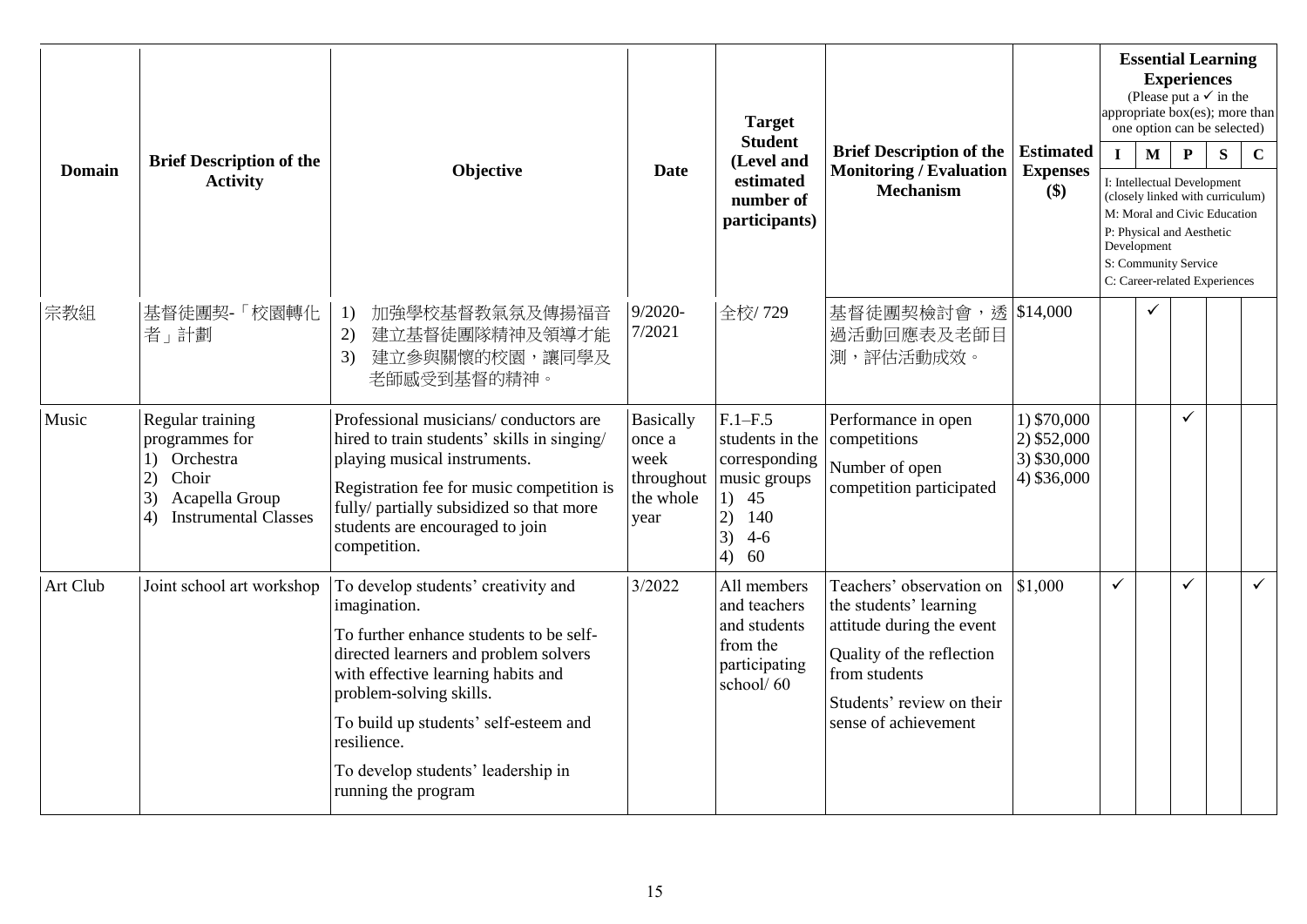| Domain | Brief Description of the Activity | Objective | Date | Target Student (Level and estimated number of participants) | Brief Description of the Monitoring / Evaluation Mechanism | Estimated Expenses ($) | Essential Learning Experiences (Please put a ✓ in the appropriate box(es); more than one option can be selected) | | | | |
|---|---|---|---|---|---|---|---|---|---|---|---|
| | | | | | | | I | M | P | S | C |
| | | | | | | | I: Intellectual Development (closely linked with curriculum)<br>M: Moral and Civic Education<br>P: Physical and Aesthetic Development<br>S: Community Service<br>C: Career-related Experiences | | | | |
| 宗教組 | 基督徒團契-「校園轉化者」計劃 | 1) 加強學校基督教氣氛及傳揚福音<br>2) 建立基督徒團隊精神及領導才能<br>3) 建立參與關懷的校園，讓同學及老師感受到基督的精神。 | 9/2020-7/2021 | 全校/ 729 | 基督徒團契檢討會，透過活動回應表及老師目測，評估活動成效。 | $14,000 | | ✓ | | | |
| Music | Regular training programmes for<br>1) Orchestra<br>2) Choir<br>3) Acapella Group<br>4) Instrumental Classes | Professional musicians/ conductors are hired to train students' skills in singing/ playing musical instruments.<br>Registration fee for music competition is fully/ partially subsidized so that more students are encouraged to join competition. | Basically once a week throughout the whole year | F.1–F.5 students in the corresponding music groups<br>1) 45<br>2) 140<br>3) 4-6<br>4) 60 | Performance in open competitions<br>Number of open competition participated | 1) $70,000<br>2) $52,000<br>3) $30,000<br>4) $36,000 | | | ✓ | | |
| Art Club | Joint school art workshop | To develop students' creativity and imagination.<br>To further enhance students to be self-directed learners and problem solvers with effective learning habits and problem-solving skills.<br>To build up students' self-esteem and resilience.<br>To develop students' leadership in running the program | 3/2022 | All members and teachers and students from the participating school/ 60 | Teachers' observation on the students' learning attitude during the event<br>Quality of the reflection from students<br>Students' review on their sense of achievement | $1,000 | ✓ | | ✓ | | ✓ |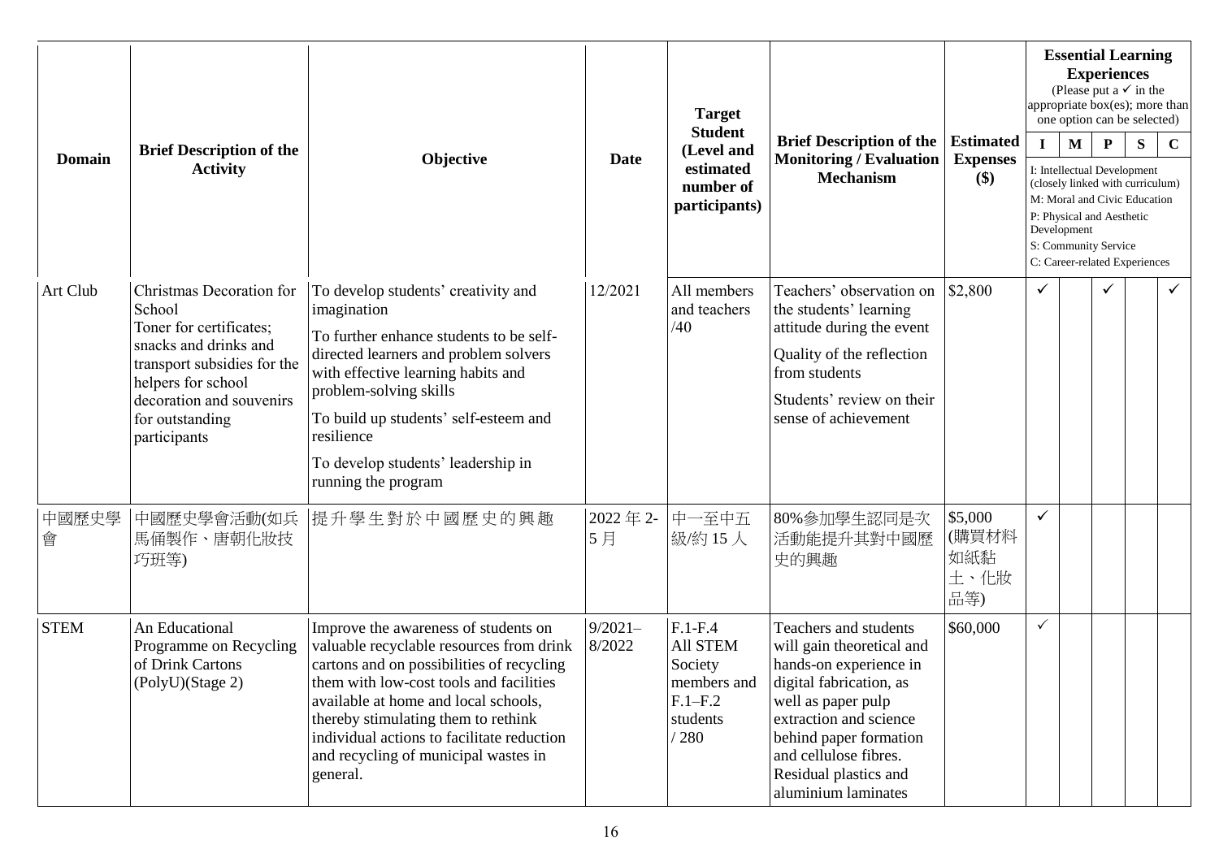| Domain | Brief Description of the Activity | Objective | Date | Target Student (Level and estimated number of participants) | Brief Description of the Monitoring / Evaluation Mechanism | Estimated Expenses ($) | Essential Learning Experiences (Please put a ✓ in the appropriate box(es); more than one option can be selected) | | | | |
|---|---|---|---|---|---|---|---|---|---|---|---|
| | | | | | | | I | M | P | S | C |
| | | | | | | | I: Intellectual Development (closely linked with curriculum)<br>M: Moral and Civic Education<br>P: Physical and Aesthetic Development<br>S: Community Service<br>C: Career-related Experiences | | | | |
| Art Club | Christmas Decoration for School<br>Toner for certificates; snacks and drinks and transport subsidies for the helpers for school decoration and souvenirs for outstanding participants | To develop students' creativity and imagination<br>To further enhance students to be self-directed learners and problem solvers with effective learning habits and problem-solving skills<br>To build up students' self-esteem and resilience<br>To develop students' leadership in running the program | 12/2021 | All members and teachers /40 | Teachers' observation on the students' learning attitude during the event<br>Quality of the reflection from students<br>Students' review on their sense of achievement | $2,800 | ✓ | | ✓ | | ✓ |
| 中國歷史學會 | 中國歷史學會活動(如兵馬俑製作、唐朝化妝技巧班等) | 提升學生對於中國歷史的興趣 | 2022 年 2-5 月 | 中一至中五級/約 15 人 | 80%參加學生認同是次活動能提升其對中國歷史的興趣 | $5,000 (購買材料如紙黏土、化妝品等) | ✓ | | | | |
| STEM | An Educational Programme on Recycling of Drink Cartons (PolyU)(Stage 2) | Improve the awareness of students on valuable recyclable resources from drink cartons and on possibilities of recycling them with low-cost tools and facilities available at home and local schools, thereby stimulating them to rethink individual actions to facilitate reduction and recycling of municipal wastes in general. | 9/2021–8/2022 | F.1-F.4 All STEM Society members and F.1–F.2 students / 280 | Teachers and students will gain theoretical and hands-on experience in digital fabrication, as well as paper pulp extraction and science behind paper formation and cellulose fibres. Residual plastics and aluminium laminates | $60,000 | ✓ | | | | |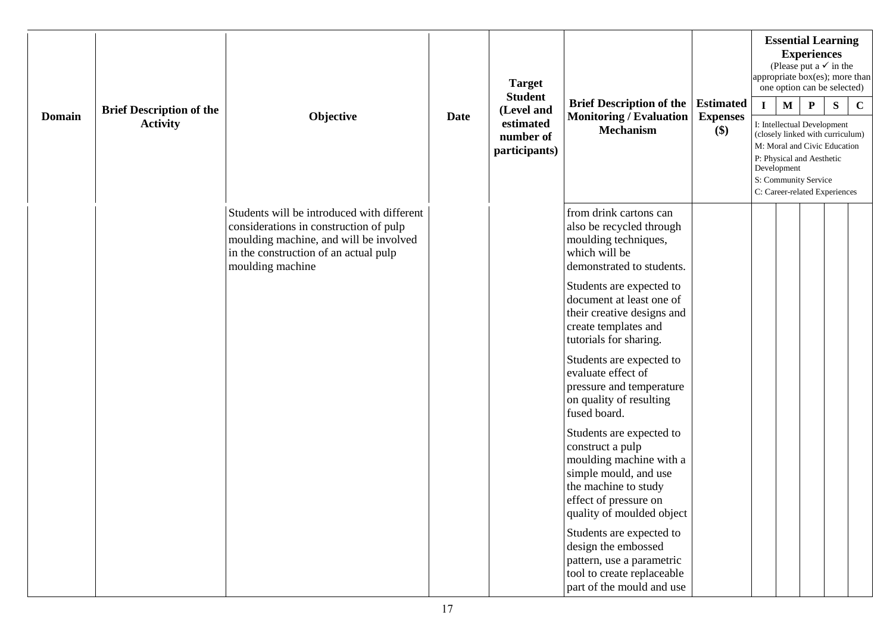| Domain | Brief Description of the Activity | Objective | Date | Target Student (Level and estimated number of participants) | Brief Description of the Monitoring / Evaluation Mechanism | Estimated Expenses ($) | Essential Learning Experiences (Please put a ✓ in the appropriate box(es); more than one option can be selected) | | | | |
|---|---|---|---|---|---|---|---|---|---|---|---|
| | | | | | | | I | M | P | S | C |
| | | | | | | | I: Intellectual Development (closely linked with curriculum) M: Moral and Civic Education P: Physical and Aesthetic Development S: Community Service C: Career-related Experiences | | | | |
| | | Students will be introduced with different considerations in construction of pulp moulding machine, and will be involved in the construction of an actual pulp moulding machine | | | from drink cartons can also be recycled through moulding techniques, which will be demonstrated to students.<br><br>Students are expected to document at least one of their creative designs and create templates and tutorials for sharing.<br><br>Students are expected to evaluate effect of pressure and temperature on quality of resulting fused board.<br><br>Students are expected to construct a pulp moulding machine with a simple mould, and use the machine to study effect of pressure on quality of moulded object<br><br>Students are expected to design the embossed pattern, use a parametric tool to create replaceable part of the mould and use | | | | | | |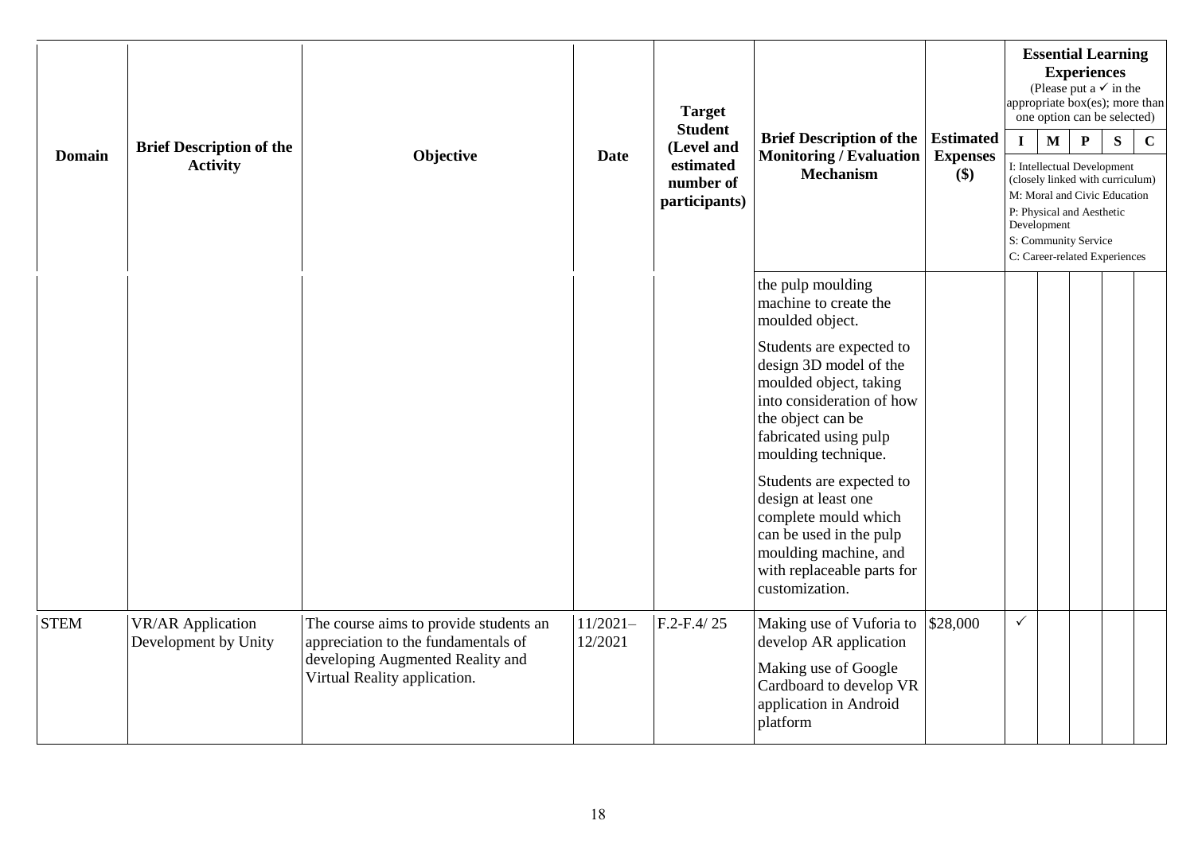| Domain | Brief Description of the Activity | Objective | Date | Target Student (Level and estimated number of participants) | Brief Description of the Monitoring / Evaluation Mechanism | Estimated Expenses ($) | Essential Learning Experiences (Please put a ✓ in the appropriate box(es); more than one option can be selected) I: Intellectual Development (closely linked with curriculum) M: Moral and Civic Education P: Physical and Aesthetic Development S: Community Service C: Career-related Experiences | | | | |
|---|---|---|---|---|---|---|---|---|---|---|---|
| | | | | | | | I | M | P | S | C |
| | | | | | the pulp moulding machine to create the moulded object.<br><br>Students are expected to design 3D model of the moulded object, taking into consideration of how the object can be fabricated using pulp moulding technique.<br><br>Students are expected to design at least one complete mould which can be used in the pulp moulding machine, and with replaceable parts for customization. | | | | | | |
| STEM | VR/AR Application Development by Unity | The course aims to provide students an appreciation to the fundamentals of developing Augmented Reality and Virtual Reality application. | 11/2021–12/2021 | F.2-F.4/ 25 | Making use of Vuforia to develop AR application<br><br>Making use of Google Cardboard to develop VR application in Android platform | $28,000 | ✓ | | | | |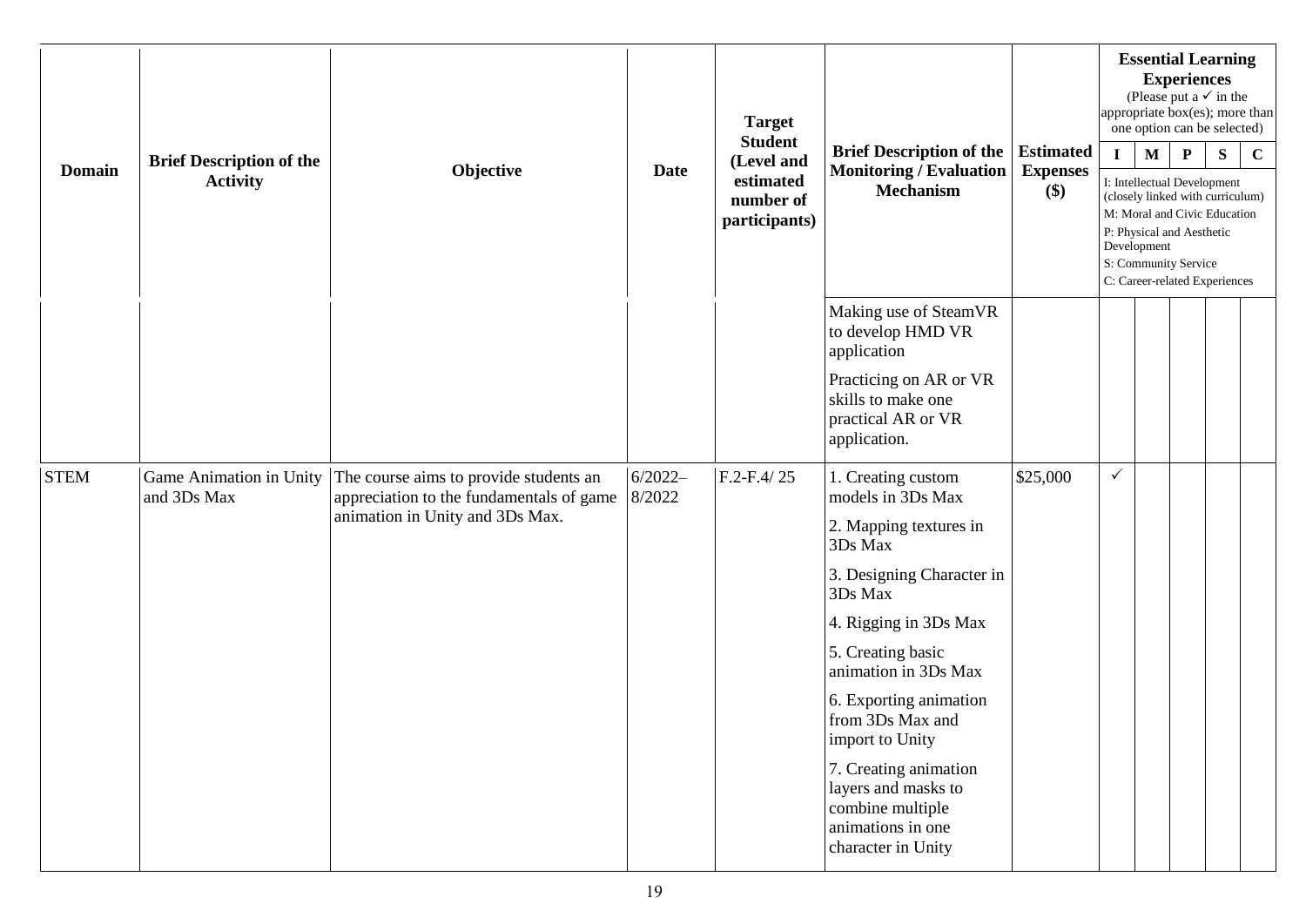| Domain | Brief Description of the Activity | Objective | Date | Target Student (Level and estimated number of participants) | Brief Description of the Monitoring / Evaluation Mechanism | Estimated Expenses ($) | Essential Learning Experiences (Please put a ✓ in the appropriate box(es); more than one option can be selected) I | M | P | S | C |
|---|---|---|---|---|---|---|---|---|---|---|---|
| | | | | | | | I: Intellectual Development (closely linked with curriculum) M: Moral and Civic Education P: Physical and Aesthetic Development S: Community Service C: Career-related Experiences | | | | |
| | | | | | Making use of SteamVR to develop HMD VR application<br><br>Practicing on AR or VR skills to make one practical AR or VR application. | | | | | | |
| STEM | Game Animation in Unity and 3Ds Max | The course aims to provide students an appreciation to the fundamentals of game animation in Unity and 3Ds Max. | 6/2022–8/2022 | F.2-F.4/ 25 | 1. Creating custom models in 3Ds Max<br><br>2. Mapping textures in 3Ds Max<br><br>3. Designing Character in 3Ds Max<br><br>4. Rigging in 3Ds Max<br><br>5. Creating basic animation in 3Ds Max<br><br>6. Exporting animation from 3Ds Max and import to Unity<br><br>7. Creating animation layers and masks to combine multiple animations in one character in Unity | $25,000 | ✓ | | | | |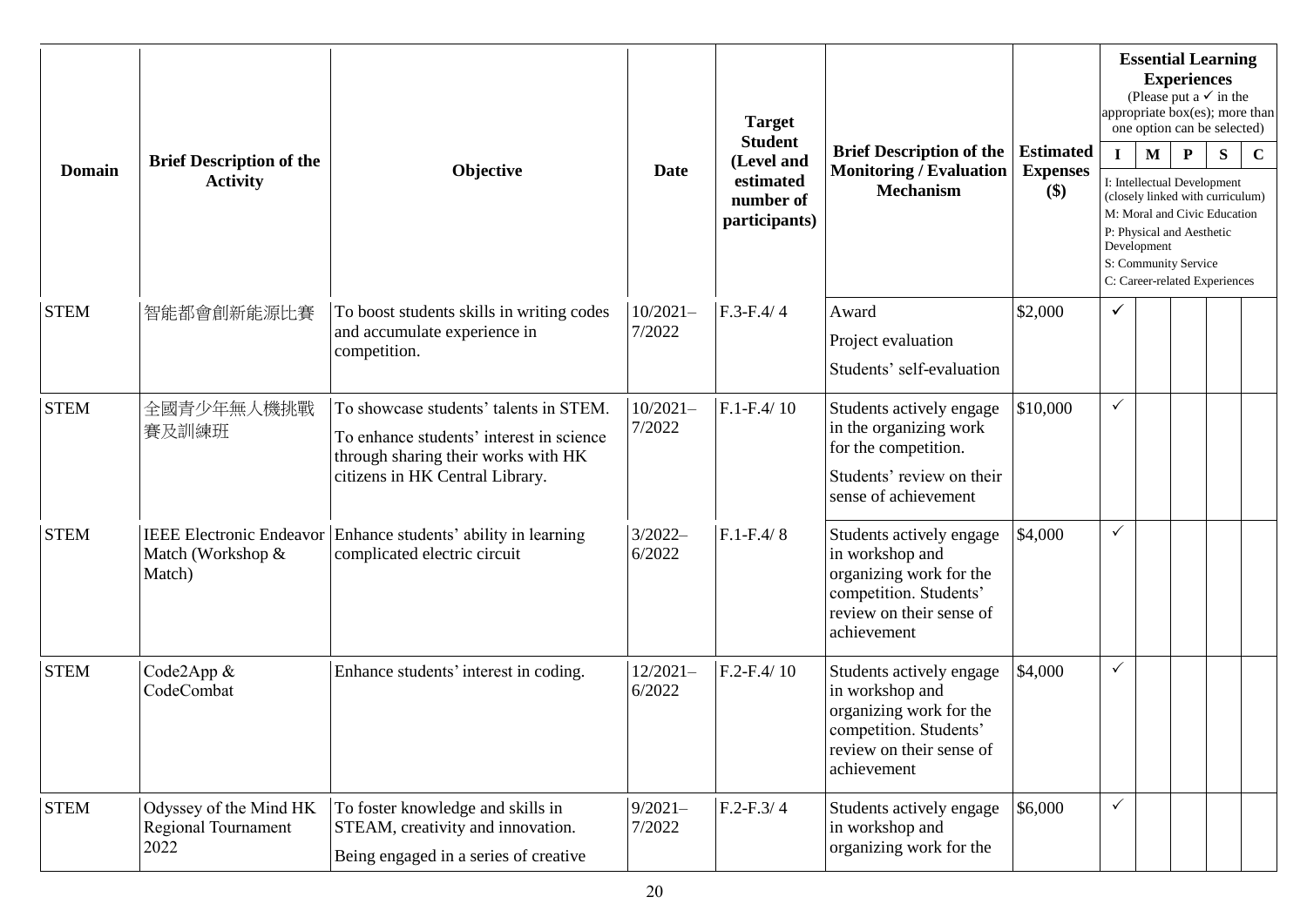| Domain | Brief Description of the Activity | Objective | Date | Target Student (Level and estimated number of participants) | Brief Description of the Monitoring / Evaluation Mechanism | Estimated Expenses ($) | Essential Learning Experiences (Please put a ✓ in the appropriate box(es); more than one option can be selected) | | | | |
|---|---|---|---|---|---|---|---|---|---|---|---|
| | | | | | | | I | M | P | S | C |
| | | | | | | | I: Intellectual Development (closely linked with curriculum)<br>M: Moral and Civic Education<br>P: Physical and Aesthetic Development<br>S: Community Service<br>C: Career-related Experiences | | | | |
| STEM | 智能都會創新能源比賽 | To boost students skills in writing codes and accumulate experience in competition. | 10/2021–7/2022 | F.3-F.4/ 4 | Award<br>Project evaluation<br>Students' self-evaluation | $2,000 | ✓ | | | | |
| STEM | 全國青少年無人機挑戰賽及訓練班 | To showcase students' talents in STEM.<br>To enhance students' interest in science through sharing their works with HK citizens in HK Central Library. | 10/2021–7/2022 | F.1-F.4/ 10 | Students actively engage in the organizing work for the competition.<br>Students' review on their sense of achievement | $10,000 | ✓ | | | | |
| STEM | IEEE Electronic Endeavor Match (Workshop & Match) | Enhance students' ability in learning complicated electric circuit | 3/2022–6/2022 | F.1-F.4/ 8 | Students actively engage in workshop and organizing work for the competition. Students' review on their sense of achievement | $4,000 | ✓ | | | | |
| STEM | Code2App & CodeCombat | Enhance students' interest in coding. | 12/2021–6/2022 | F.2-F.4/ 10 | Students actively engage in workshop and organizing work for the competition. Students' review on their sense of achievement | $4,000 | ✓ | | | | |
| STEM | Odyssey of the Mind HK Regional Tournament 2022 | To foster knowledge and skills in STEAM, creativity and innovation.<br>Being engaged in a series of creative | 9/2021–7/2022 | F.2-F.3/ 4 | Students actively engage in workshop and organizing work for the | $6,000 | ✓ | | | | |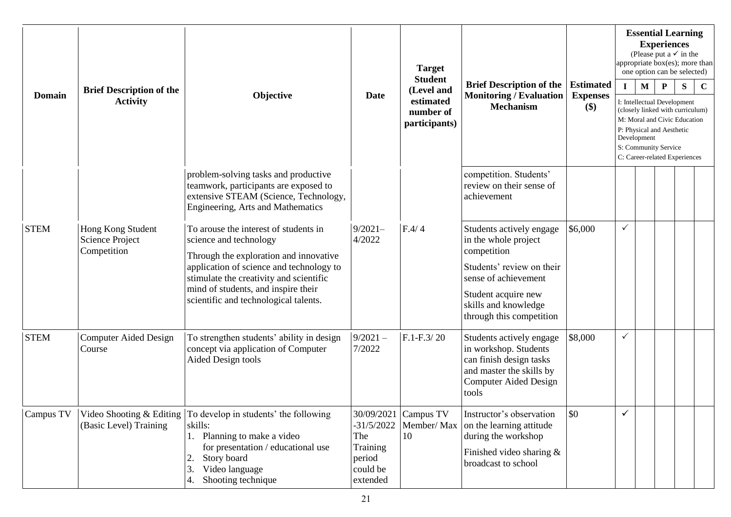| Domain | Brief Description of the Activity | Objective | Date | Target Student (Level and estimated number of participants) | Brief Description of the Monitoring / Evaluation Mechanism | Estimated Expenses ($) | Essential Learning Experiences (Please put a ✓ in the appropriate box(es); more than one option can be selected) I: Intellectual Development (closely linked with curriculum) M: Moral and Civic Education P: Physical and Aesthetic Development S: Community Service C: Career-related Experiences | | | | |
|---|---|---|---|---|---|---|---|---|---|---|---|
| | | | | | | | I | M | P | S | C |
| | | problem-solving tasks and productive teamwork, participants are exposed to extensive STEAM (Science, Technology, Engineering, Arts and Mathematics | | | competition. Students' review on their sense of achievement | | | | | | |
| STEM | Hong Kong Student Science Project Competition | To arouse the interest of students in science and technology<br>Through the exploration and innovative application of science and technology to stimulate the creativity and scientific mind of students, and inspire their scientific and technological talents. | 9/2021–4/2022 | F.4/ 4 | Students actively engage in the whole project competition<br>Students' review on their sense of achievement<br>Student acquire new skills and knowledge through this competition | \$6,000 | ✓ | | | | |
| STEM | Computer Aided Design Course | To strengthen students' ability in design concept via application of Computer Aided Design tools | 9/2021 – 7/2022 | F.1-F.3/ 20 | Students actively engage in workshop. Students can finish design tasks and master the skills by Computer Aided Design tools | \$8,000 | ✓ | | | | |
| Campus TV | Video Shooting & Editing (Basic Level) Training | To develop in students' the following skills:<br>1. Planning to make a video for presentation / educational use<br>2. Story board<br>3. Video language<br>4. Shooting technique | 30/09/2021 -31/5/2022 The Training period could be extended | Campus TV Member/ Max 10 | Instructor's observation on the learning attitude during the workshop<br>Finished video sharing & broadcast to school | \$0 | ✓ | | | | |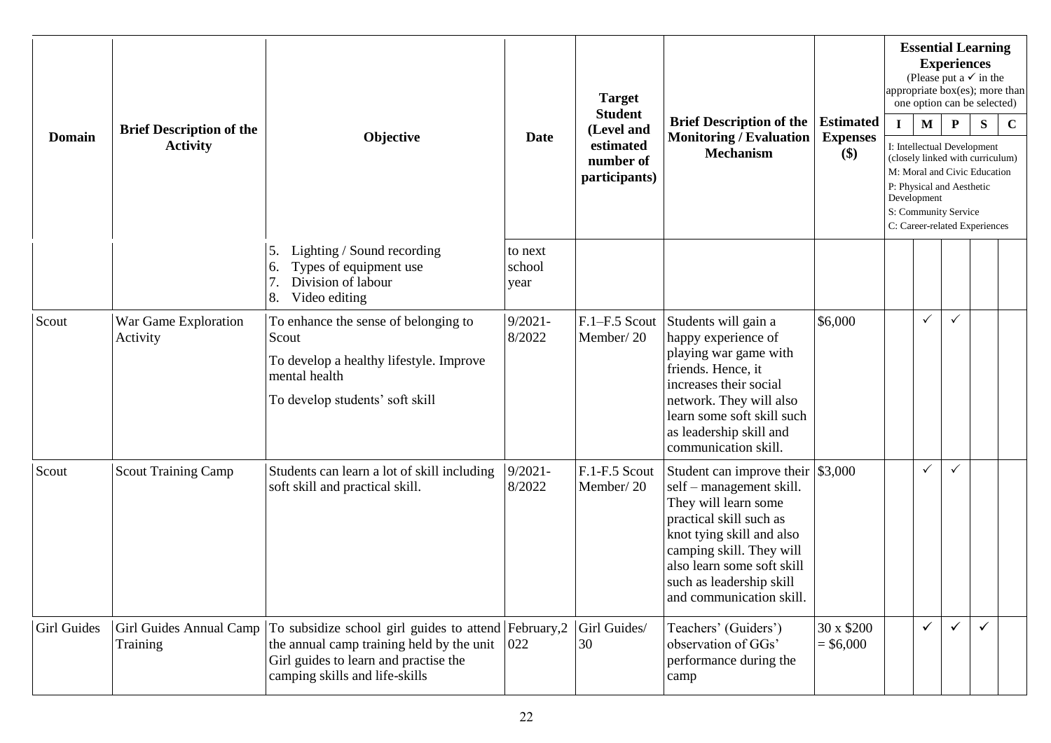| Domain | Brief Description of the Activity | Objective | Date | Target Student (Level and estimated number of participants) | Brief Description of the Monitoring / Evaluation Mechanism | Estimated Expenses ($) | Essential Learning Experiences (Please put a ✓ in the appropriate box(es); more than one option can be selected) | | | | |
|---|---|---|---|---|---|---|---|---|---|---|---|
| | | | | | | | I | M | P | S | C |
| | | | | | | | I: Intellectual Development (closely linked with curriculum)<br>M: Moral and Civic Education<br>P: Physical and Aesthetic Development<br>S: Community Service<br>C: Career-related Experiences | | | | |
| | | 5. Lighting / Sound recording<br>6. Types of equipment use<br>7. Division of labour<br>8. Video editing | to next school year | | | | | | | | |
| Scout | War Game Exploration Activity | To enhance the sense of belonging to Scout<br>To develop a healthy lifestyle. Improve mental health<br>To develop students' soft skill | 9/2021-8/2022 | F.1–F.5 Scout Member/ 20 | Students will gain a happy experience of playing war game with friends. Hence, it increases their social network. They will also learn some soft skill such as leadership skill and communication skill. | $6,000 | | ✓ | ✓ | | |
| Scout | Scout Training Camp | Students can learn a lot of skill including soft skill and practical skill. | 9/2021-8/2022 | F.1-F.5 Scout Member/ 20 | Student can improve their self – management skill. They will learn some practical skill such as knot tying skill and also camping skill. They will also learn some soft skill such as leadership skill and communication skill. | $3,000 | | ✓ | ✓ | | |
| Girl Guides | Girl Guides Annual Camp Training | To subsidize school girl guides to attend the annual camp training held by the unit Girl guides to learn and practise the camping skills and life-skills | February,2022 | Girl Guides/ 30 | Teachers' (Guiders') observation of GGs' performance during the camp | 30 x $200 = $6,000 | | ✓ | ✓ | ✓ | |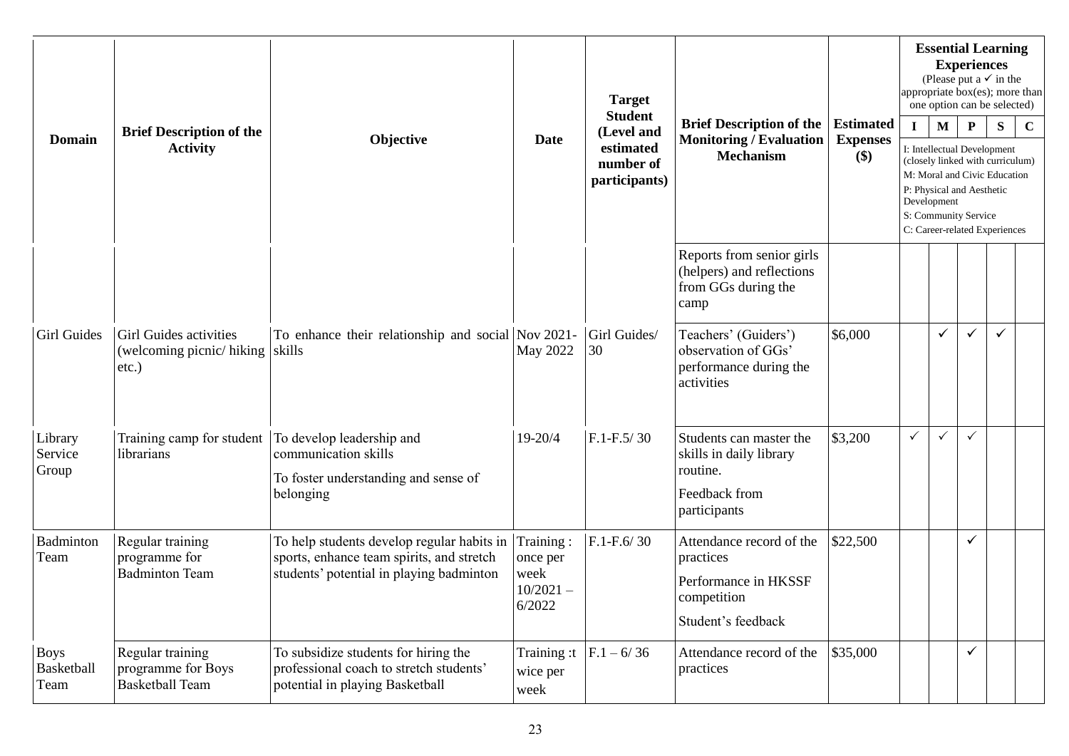| Domain | Brief Description of the Activity | Objective | Date | Target Student (Level and estimated number of participants) | Brief Description of the Monitoring / Evaluation Mechanism | Estimated Expenses ($) | Essential Learning Experiences (Please put a ✓ in the appropriate box(es); more than one option can be selected) I: Intellectual Development (closely linked with curriculum) M: Moral and Civic Education P: Physical and Aesthetic Development S: Community Service C: Career-related Experiences | | | | |
|---|---|---|---|---|---|---|---|---|---|---|---|
| | | | | | | | I | M | P | S | C |
| | | | | | Reports from senior girls (helpers) and reflections from GGs during the camp | | | | | | |
| Girl Guides | Girl Guides activities (welcoming picnic/ hiking etc.) | To enhance their relationship and social skills | Nov 2021-May 2022 | Girl Guides/ 30 | Teachers' (Guiders') observation of GGs' performance during the activities | $6,000 | | ✓ | ✓ | ✓ | |
| Library Service Group | Training camp for student librarians | To develop leadership and communication skills<br>To foster understanding and sense of belonging | 19-20/4 | F.1-F.5/ 30 | Students can master the skills in daily library routine.<br>Feedback from participants | $3,200 | ✓ | ✓ | ✓ | | |
| Badminton Team | Regular training programme for Badminton Team | To help students develop regular habits in sports, enhance team spirits, and stretch students' potential in playing badminton | Training : once per week 10/2021 – 6/2022 | F.1-F.6/ 30 | Attendance record of the practices<br>Performance in HKSSF competition<br>Student's feedback | $22,500 | | | ✓ | | |
| Boys Basketball Team | Regular training programme for Boys Basketball Team | To subsidize students for hiring the professional coach to stretch students' potential in playing Basketball | Training :t wice per week | F.1 – 6/ 36 | Attendance record of the practices | $35,000 | | | ✓ | | |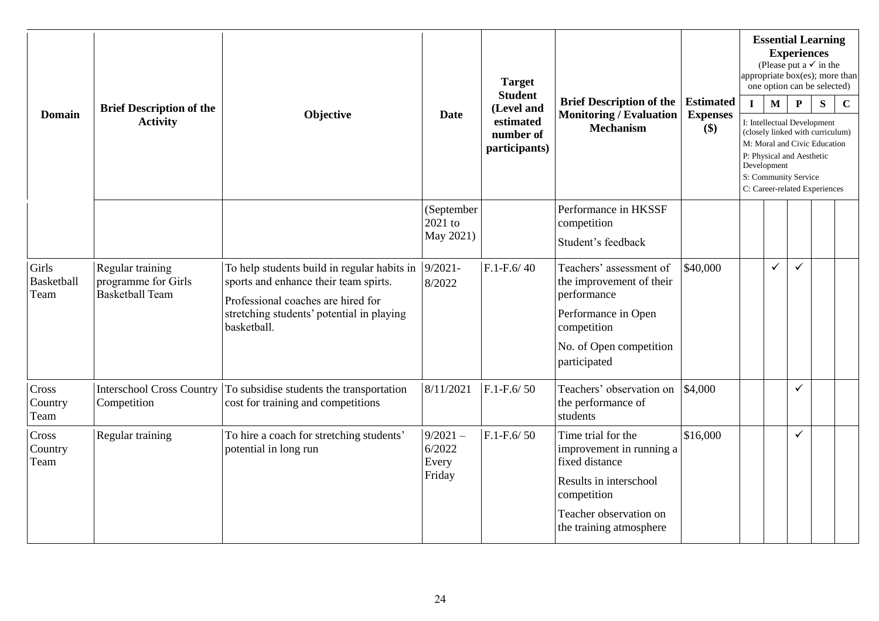| Domain | Brief Description of the Activity | Objective | Date | Target Student (Level and estimated number of participants) | Brief Description of the Monitoring / Evaluation Mechanism | Estimated Expenses ($) | Essential Learning Experiences (Please put a ✓ in the appropriate box(es); more than one option can be selected) I: Intellectual Development (closely linked with curriculum) M: Moral and Civic Education P: Physical and Aesthetic Development S: Community Service C: Career-related Experiences | | | | |
|---|---|---|---|---|---|---|---|---|---|---|---|
| | | | | | | | I | M | P | S | C |
| | | | (September 2021 to May 2021) | | Performance in HKSSF competition<br>Student's feedback | | | | | | |
| Girls Basketball Team | Regular training programme for Girls Basketball Team | To help students build in regular habits in sports and enhance their team spirts.<br>Professional coaches are hired for stretching students' potential in playing basketball. | 9/2021-8/2022 | F.1-F.6/ 40 | Teachers' assessment of the improvement of their performance<br>Performance in Open competition<br>No. of Open competition participated | $40,000 | | ✓ | ✓ | | |
| Cross Country Team | Interschool Cross Country Competition | To subsidise students the transportation cost for training and competitions | 8/11/2021 | F.1-F.6/ 50 | Teachers' observation on the performance of students | $4,000 | | | ✓ | | |
| Cross Country Team | Regular training | To hire a coach for stretching students' potential in long run | 9/2021 – 6/2022 Every Friday | F.1-F.6/ 50 | Time trial for the improvement in running a fixed distance<br>Results in interschool competition<br>Teacher observation on the training atmosphere | $16,000 | | | ✓ | | |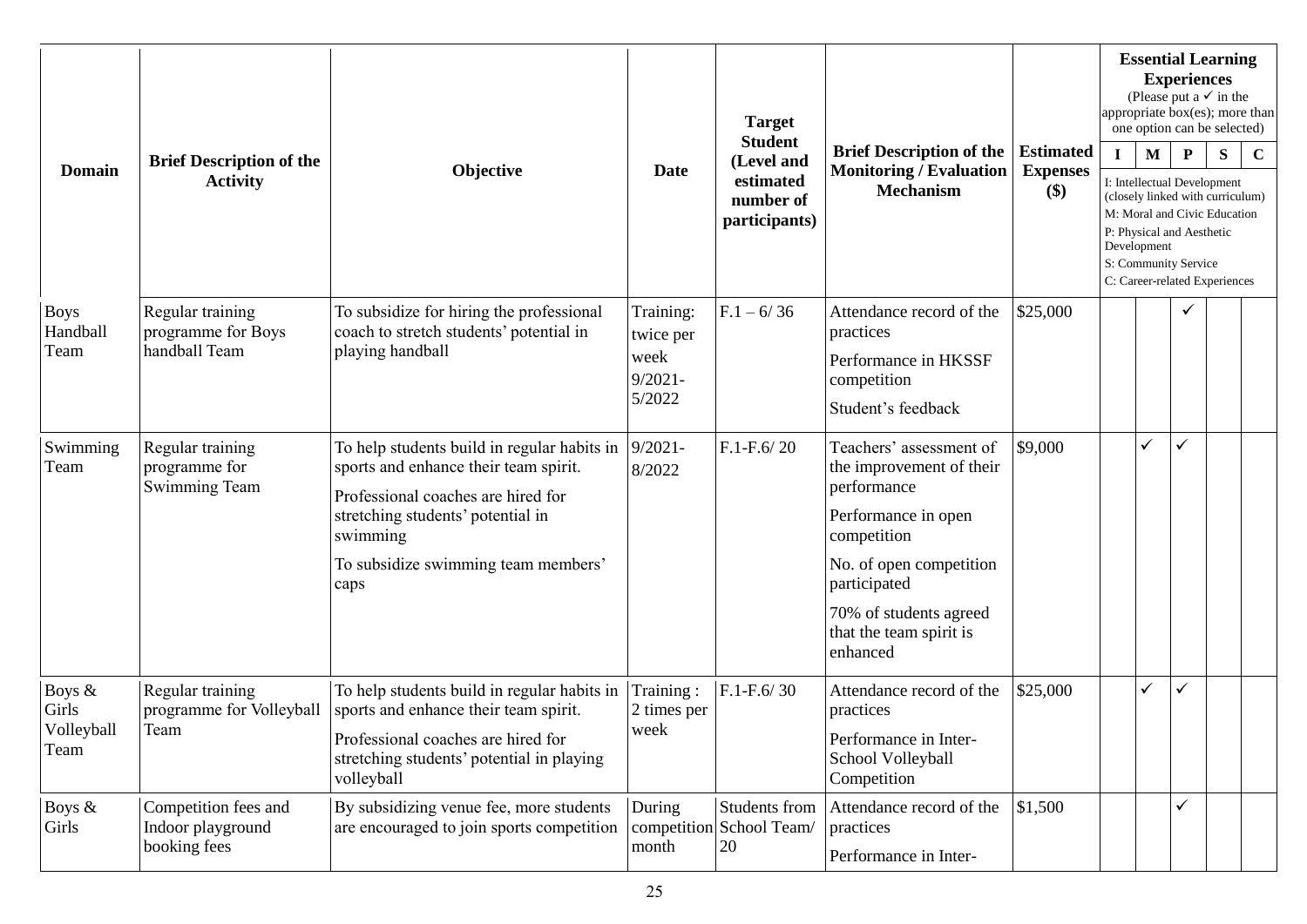| Domain | Brief Description of the Activity | Objective | Date | Target Student (Level and estimated number of participants) | Brief Description of the Monitoring / Evaluation Mechanism | Estimated Expenses ($) | Essential Learning Experiences (Please put a ✓ in the appropriate box(es); more than one option can be selected) | | | | |
|---|---|---|---|---|---|---|---|---|---|---|---|
| | | | | | | | I | M | P | S | C |
| | | | | | | | I: Intellectual Development (closely linked with curriculum)<br>M: Moral and Civic Education<br>P: Physical and Aesthetic Development<br>S: Community Service<br>C: Career-related Experiences | | | | |
| Boys Handball Team | Regular training programme for Boys handball Team | To subsidize for hiring the professional coach to stretch students' potential in playing handball | Training: twice per week 9/2021-5/2022 | F.1 – 6/ 36 | Attendance record of the practices<br>Performance in HKSSF competition<br>Student's feedback | $25,000 | | | ✓ | | |
| Swimming Team | Regular training programme for Swimming Team | To help students build in regular habits in sports and enhance their team spirit.<br>Professional coaches are hired for stretching students' potential in swimming<br>To subsidize swimming team members' caps | 9/2021-8/2022 | F.1-F.6/ 20 | Teachers' assessment of the improvement of their performance<br>Performance in open competition<br>No. of open competition participated<br>70% of students agreed that the team spirit is enhanced | $9,000 | | ✓ | ✓ | | |
| Boys & Girls Volleyball Team | Regular training programme for Volleyball Team | To help students build in regular habits in sports and enhance their team spirit.<br>Professional coaches are hired for stretching students' potential in playing volleyball | Training : 2 times per week | F.1-F.6/ 30 | Attendance record of the practices<br>Performance in Inter-School Volleyball Competition | $25,000 | | ✓ | ✓ | | |
| Boys & Girls | Competition fees and Indoor playground booking fees | By subsidizing venue fee, more students are encouraged to join sports competition | During competition month | Students from School Team/ 20 | Attendance record of the practices<br>Performance in Inter- | $1,500 | | | ✓ | | |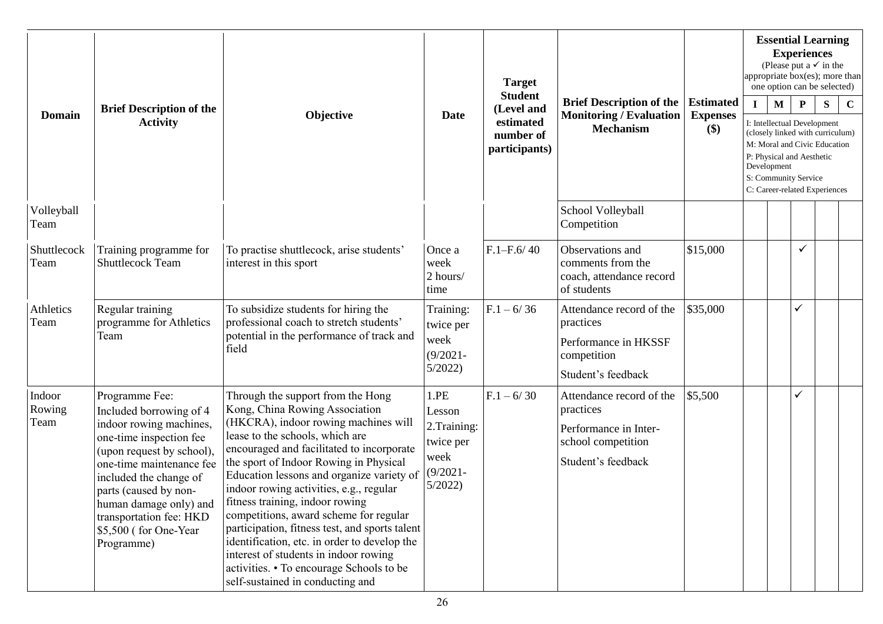| Domain | Brief Description of the Activity | Objective | Date | Target Student (Level and estimated number of participants) | Brief Description of the Monitoring / Evaluation Mechanism | Estimated Expenses ($) | Essential Learning Experiences (Please put a ✓ in the appropriate box(es); more than one option can be selected) | | | | |
|---|---|---|---|---|---|---|---|---|---|---|---|
| | | | | | | | I | M | P | S | C |
| | | | | | | | I: Intellectual Development (closely linked with curriculum)<br>M: Moral and Civic Education<br>P: Physical and Aesthetic Development<br>S: Community Service<br>C: Career-related Experiences | | | | |
| Volleyball Team | | | | | School Volleyball Competition | | | | | | |
| Shuttlecock Team | Training programme for Shuttlecock Team | To practise shuttlecock, arise students' interest in this sport | Once a week 2 hours/ time | F.1–F.6/ 40 | Observations and comments from the coach, attendance record of students | $15,000 | | | ✓ | | |
| Athletics Team | Regular training programme for Athletics Team | To subsidize students for hiring the professional coach to stretch students' potential in the performance of track and field | Training: twice per week (9/2021- 5/2022) | F.1 – 6/ 36 | Attendance record of the practices<br>Performance in HKSSF competition<br>Student's feedback | $35,000 | | | ✓ | | |
| Indoor Rowing Team | Programme Fee: Included borrowing of 4 indoor rowing machines, one-time inspection fee (upon request by school), one-time maintenance fee included the change of parts (caused by non-human damage only) and transportation fee: HKD $5,500 ( for One-Year Programme) | Through the support from the Hong Kong, China Rowing Association (HKCRA), indoor rowing machines will lease to the schools, which are encouraged and facilitated to incorporate the sport of Indoor Rowing in Physical Education lessons and organize variety of indoor rowing activities, e.g., regular fitness training, indoor rowing competitions, award scheme for regular participation, fitness test, and sports talent identification, etc. in order to develop the interest of students in indoor rowing activities. • To encourage Schools to be self-sustained in conducting and | 1.PE Lesson<br>2.Training: twice per week (9/2021- 5/2022) | F.1 – 6/ 30 | Attendance record of the practices<br>Performance in Inter-school competition<br>Student's feedback | $5,500 | | | ✓ | | |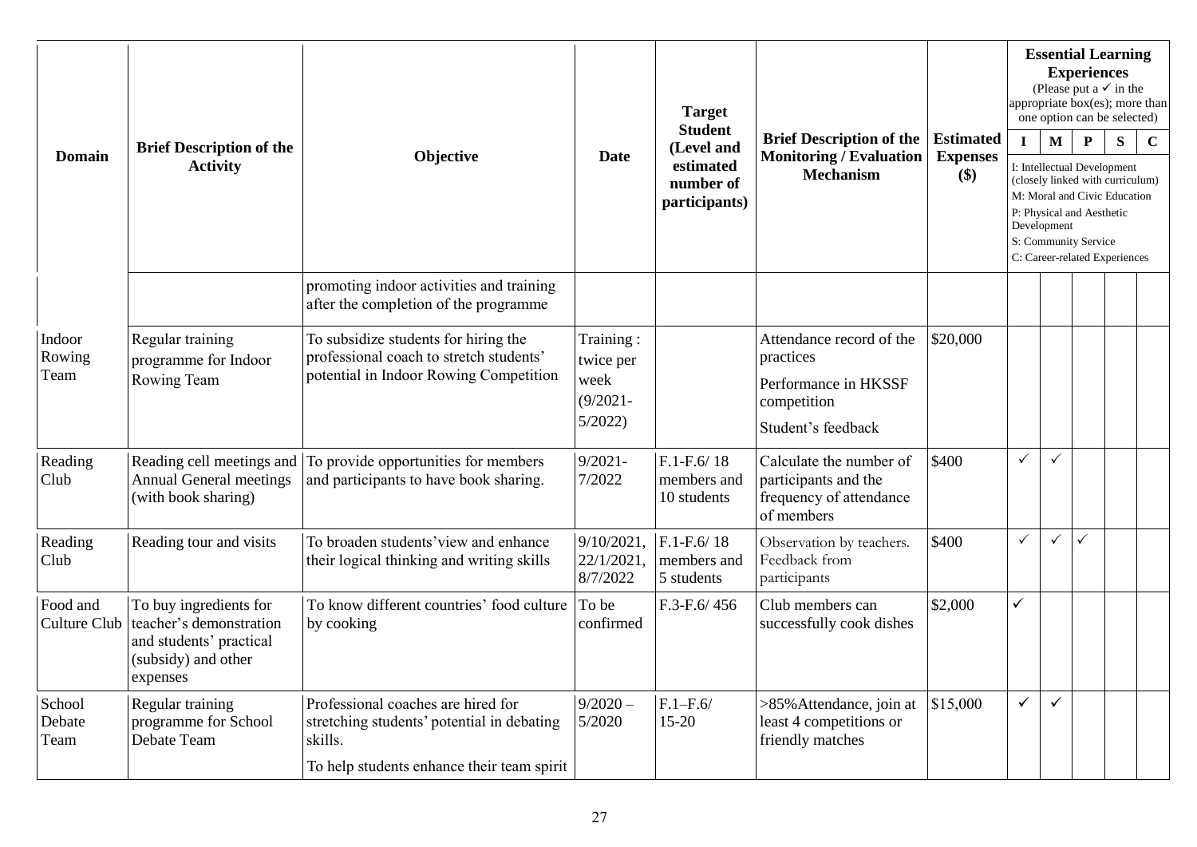| Domain | Brief Description of the Activity | Objective | Date | Target Student (Level and estimated number of participants) | Brief Description of the Monitoring / Evaluation Mechanism | Estimated Expenses ($) | Essential Learning Experiences (Please put a ✓ in the appropriate box(es); more than one option can be selected) | | | | |
|---|---|---|---|---|---|---|---|---|---|---|---|
| | | | | | | | I | M | P | S | C |
| | | | | | | | I: Intellectual Development (closely linked with curriculum)<br>M: Moral and Civic Education<br>P: Physical and Aesthetic Development<br>S: Community Service<br>C: Career-related Experiences | | | | |
| | | promoting indoor activities and training after the completion of the programme | | | | | | | | | |
| Indoor Rowing Team | Regular training programme for Indoor Rowing Team | To subsidize students for hiring the professional coach to stretch students' potential in Indoor Rowing Competition | Training : twice per week (9/2021-5/2022) | | Attendance record of the practices<br>Performance in HKSSF competition<br>Student's feedback | \$20,000 | | | | | |
| Reading Club | Reading cell meetings and Annual General meetings (with book sharing) | To provide opportunities for members and participants to have book sharing. | 9/2021-7/2022 | F.1-F.6/ 18 members and 10 students | Calculate the number of participants and the frequency of attendance of members | \$400 | ✓ | ✓ | | | |
| Reading Club | Reading tour and visits | To broaden students'view and enhance their logical thinking and writing skills | 9/10/2021, 22/1/2021, 8/7/2022 | F.1-F.6/ 18 members and 5 students | Observation by teachers. Feedback from participants | \$400 | ✓ | ✓ | ✓ | | |
| Food and Culture Club | To buy ingredients for teacher's demonstration and students' practical (subsidy) and other expenses | To know different countries' food culture by cooking | To be confirmed | F.3-F.6/ 456 | Club members can successfully cook dishes | \$2,000 | ✓ | | | | |
| School Debate Team | Regular training programme for School Debate Team | Professional coaches are hired for stretching students' potential in debating skills.<br>To help students enhance their team spirit | 9/2020 – 5/2020 | F.1–F.6/ 15-20 | >85%Attendance, join at least 4 competitions or friendly matches | \$15,000 | ✓ | ✓ | | | |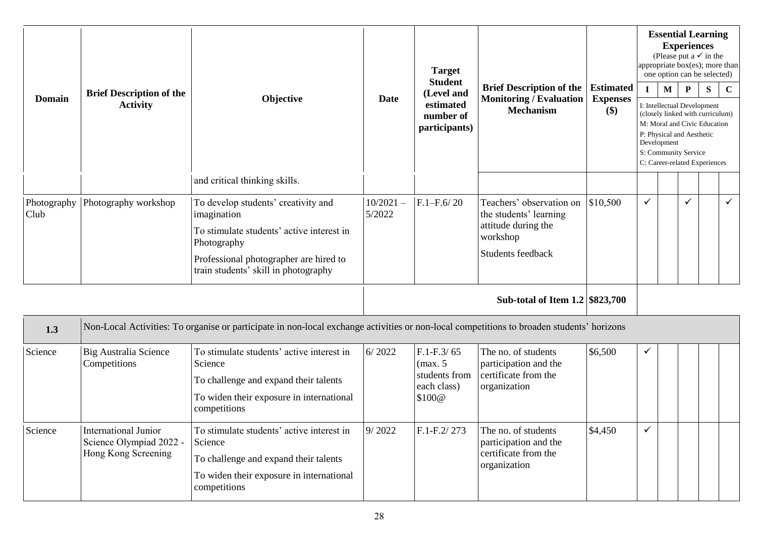| Domain | Brief Description of the Activity | Objective | Date | Target Student (Level and estimated number of participants) | Brief Description of the Monitoring / Evaluation Mechanism | Estimated Expenses ($) | Essential Learning Experiences (Please put a ✓ in the appropriate box(es); more than one option can be selected) | | | | |
|---|---|---|---|---|---|---|---|---|---|---|---|
| | | | | | | | I | M | P | S | C |
| | | | | | | | I: Intellectual Development (closely linked with curriculum) M: Moral and Civic Education P: Physical and Aesthetic Development S: Community Service C: Career-related Experiences | | | | |
| | | and critical thinking skills. | | | | | | | | | |
| Photography Club | Photography workshop | To develop students' creativity and imagination<br>To stimulate students' active interest in Photography<br>Professional photographer are hired to train students' skill in photography | 10/2021 – 5/2022 | F.1–F.6/ 20 | Teachers' observation on the students' learning attitude during the workshop<br>Students feedback | $10,500 | ✓ | | ✓ | | ✓ |
| | | | | | **Sub-total of Item 1.2** | **$823,700** | | | | | |
| **1.3** | Non-Local Activities: To organise or participate in non-local exchange activities or non-local competitions to broaden students' horizons | | | | | | | | | | |
| Science | Big Australia Science Competitions | To stimulate students' active interest in Science<br>To challenge and expand their talents<br>To widen their exposure in international competitions | 6/ 2022 | F.1-F.3/ 65 (max. 5 students from each class) $100@ | The no. of students participation and the certificate from the organization | $6,500 | ✓ | | | | |
| Science | International Junior Science Olympiad 2022 - Hong Kong Screening | To stimulate students' active interest in Science<br>To challenge and expand their talents<br>To widen their exposure in international competitions | 9/ 2022 | F.1-F.2/ 273 | The no. of students participation and the certificate from the organization | $4,450 | ✓ | | | | |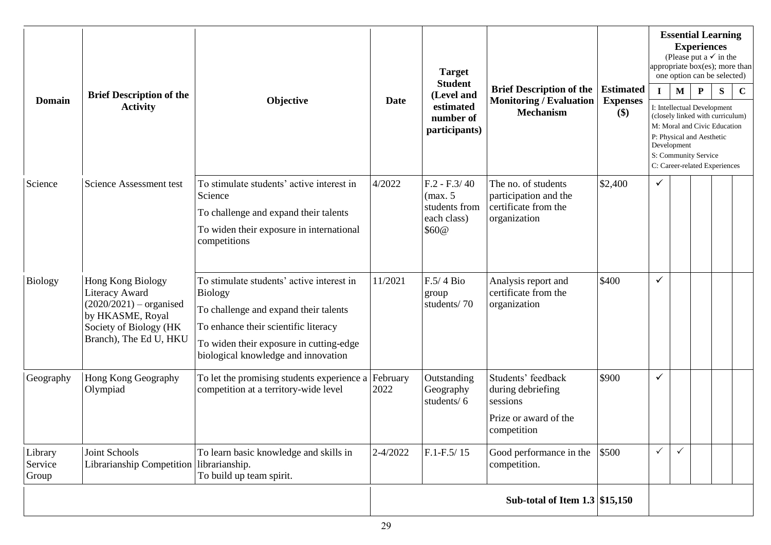| Domain | Brief Description of the Activity | Objective | Date | Target Student (Level and estimated number of participants) | Brief Description of the Monitoring / Evaluation Mechanism | Estimated Expenses ($) | Essential Learning Experiences (Please put a ✓ in the appropriate box(es); more than one option can be selected) I: Intellectual Development (closely linked with curriculum) M: Moral and Civic Education P: Physical and Aesthetic Development S: Community Service C: Career-related Experiences | | | | |
|---|---|---|---|---|---|---|---|---|---|---|---|
| | | | | | | | I | M | P | S | C |
| Science | Science Assessment test | To stimulate students' active interest in Science<br>To challenge and expand their talents<br>To widen their exposure in international competitions | 4/2022 | F.2 - F.3/ 40 (max. 5 students from each class) $60@ | The no. of students participation and the certificate from the organization | $2,400 | ✓ | | | | |
| Biology | Hong Kong Biology Literacy Award (2020/2021) – organised by HKASME, Royal Society of Biology (HK Branch), The Ed U, HKU | To stimulate students' active interest in Biology<br>To challenge and expand their talents<br>To enhance their scientific literacy<br>To widen their exposure in cutting-edge biological knowledge and innovation | 11/2021 | F.5/ 4 Bio group students/ 70 | Analysis report and certificate from the organization | $400 | ✓ | | | | |
| Geography | Hong Kong Geography Olympiad | To let the promising students experience a competition at a territory-wide level | February 2022 | Outstanding Geography students/ 6 | Students' feedback during debriefing sessions<br>Prize or award of the competition | $900 | ✓ | | | | |
| Library Service Group | Joint Schools Librarianship Competition | To learn basic knowledge and skills in librarianship.<br>To build up team spirit. | 2-4/2022 | F.1-F.5/ 15 | Good performance in the competition. | $500 | ✓ | ✓ | | | |
| | | | | | **Sub-total of Item 1.3** | **$15,150** | | | | | |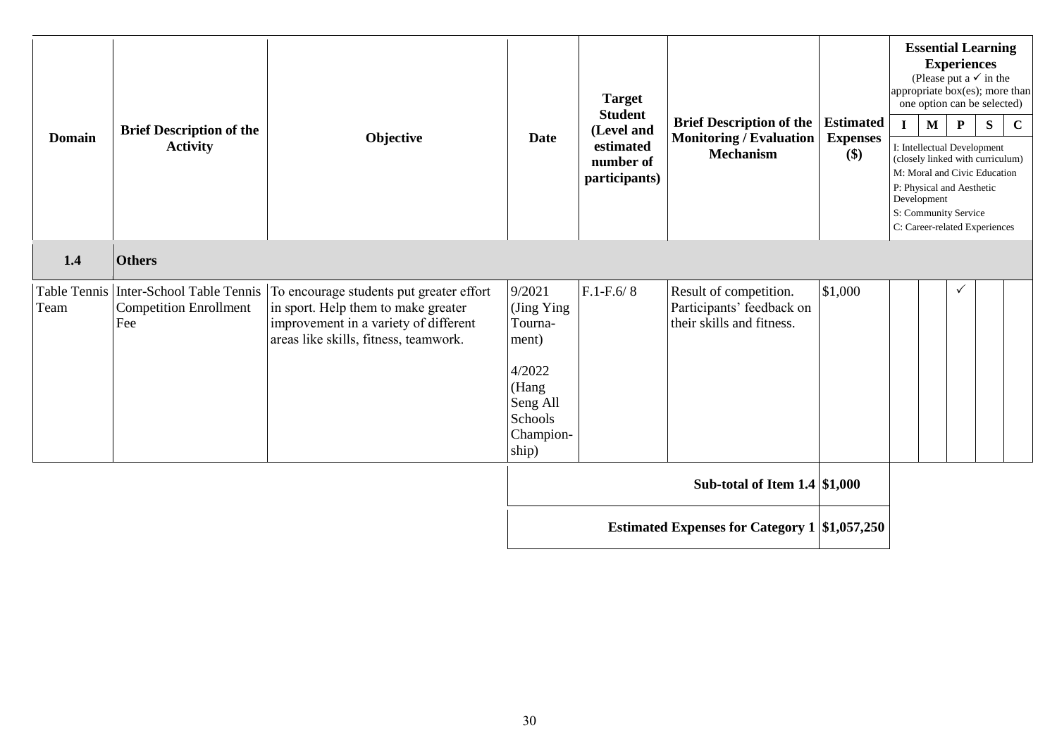| Domain | Brief Description of the Activity | Objective | Date | Target Student (Level and estimated number of participants) | Brief Description of the Monitoring / Evaluation Mechanism | Estimated Expenses ($) | Essential Learning Experiences (Please put a ✓ in the appropriate box(es); more than one option can be selected) I: Intellectual Development (closely linked with curriculum) M: Moral and Civic Education P: Physical and Aesthetic Development S: Community Service C: Career-related Experiences | | | | |
|---|---|---|---|---|---|---|---|---|---|---|---|
| | | | | | | | I | M | P | S | C |
| **1.4** | **Others** | | | | | | | | | | |
| Table Tennis Team | Inter-School Table Tennis Competition Enrollment Fee | To encourage students put greater effort in sport. Help them to make greater improvement in a variety of different areas like skills, fitness, teamwork. | 9/2021 (Jing Ying Tournament)<br><br>4/2022 (Hang Seng All Schools Championship) | F.1-F.6/ 8 | Result of competition. Participants' feedback on their skills and fitness. | $1,000 | | | ✓ | | |
| | | | | | **Sub-total of Item 1.4** | **$1,000** | | | | | |
| | | | | | **Estimated Expenses for Category 1** | **$1,057,250** | | | | | |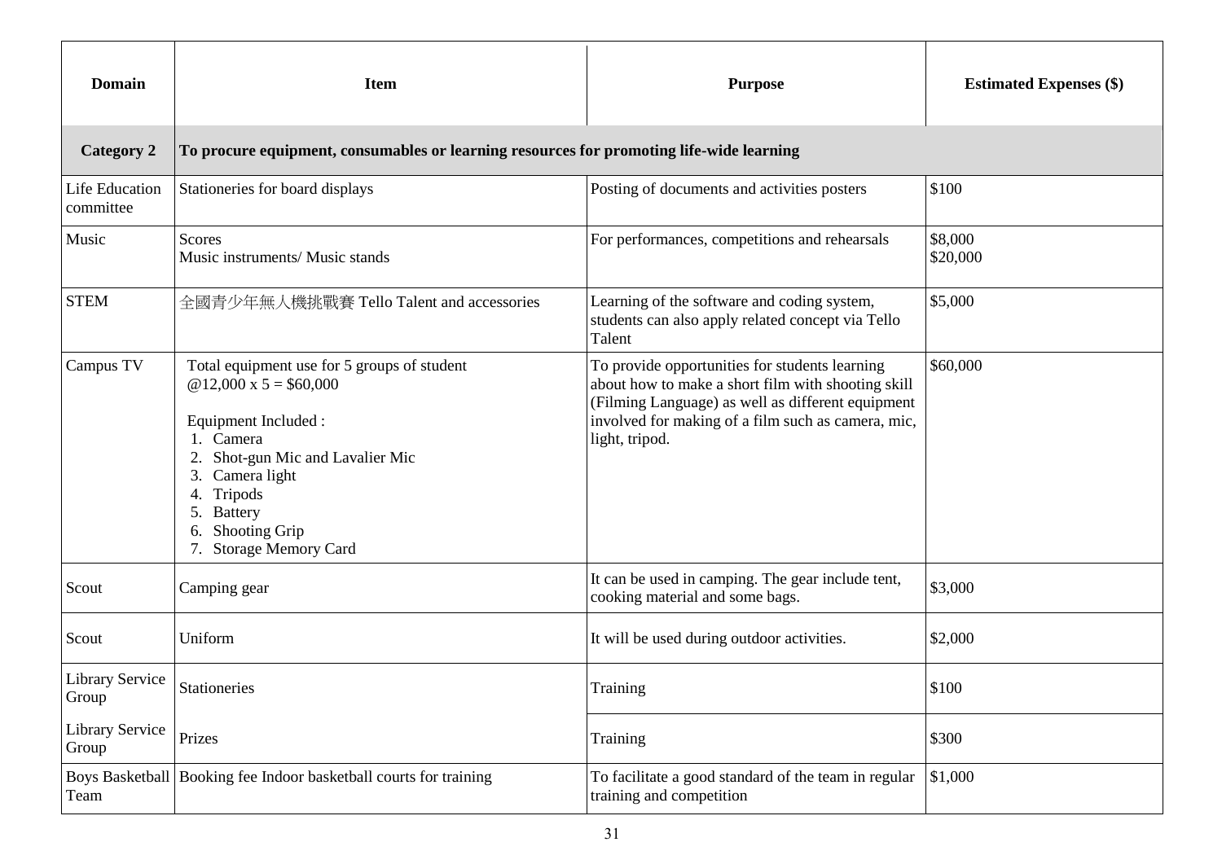| Domain | Item | Purpose | Estimated Expenses ($) |
|---|---|---|---|
| **Category 2** | **To procure equipment, consumables or learning resources for promoting life-wide learning** | | |
| Life Education committee | Stationeries for board displays | Posting of documents and activities posters | \$100 |
| Music | Scores<br>Music instruments/ Music stands | For performances, competitions and rehearsals | \$8,000<br>\$20,000 |
| STEM | 全國青少年無人機挑戰賽 Tello Talent and accessories | Learning of the software and coding system, students can also apply related concept via Tello Talent | \$5,000 |
| Campus TV | Total equipment use for 5 groups of student @12,000 x 5 = \$60,000<br><br>Equipment Included :<br>1. Camera<br>2. Shot-gun Mic and Lavalier Mic<br>3. Camera light<br>4. Tripods<br>5. Battery<br>6. Shooting Grip<br>7. Storage Memory Card | To provide opportunities for students learning about how to make a short film with shooting skill (Filming Language) as well as different equipment involved for making of a film such as camera, mic, light, tripod. | \$60,000 |
| Scout | Camping gear | It can be used in camping. The gear include tent, cooking material and some bags. | \$3,000 |
| Scout | Uniform | It will be used during outdoor activities. | \$2,000 |
| Library Service Group | Stationeries | Training | \$100 |
| Library Service Group | Prizes | Training | \$300 |
| Boys Basketball Team | Booking fee Indoor basketball courts for training | To facilitate a good standard of the team in regular training and competition | \$1,000 |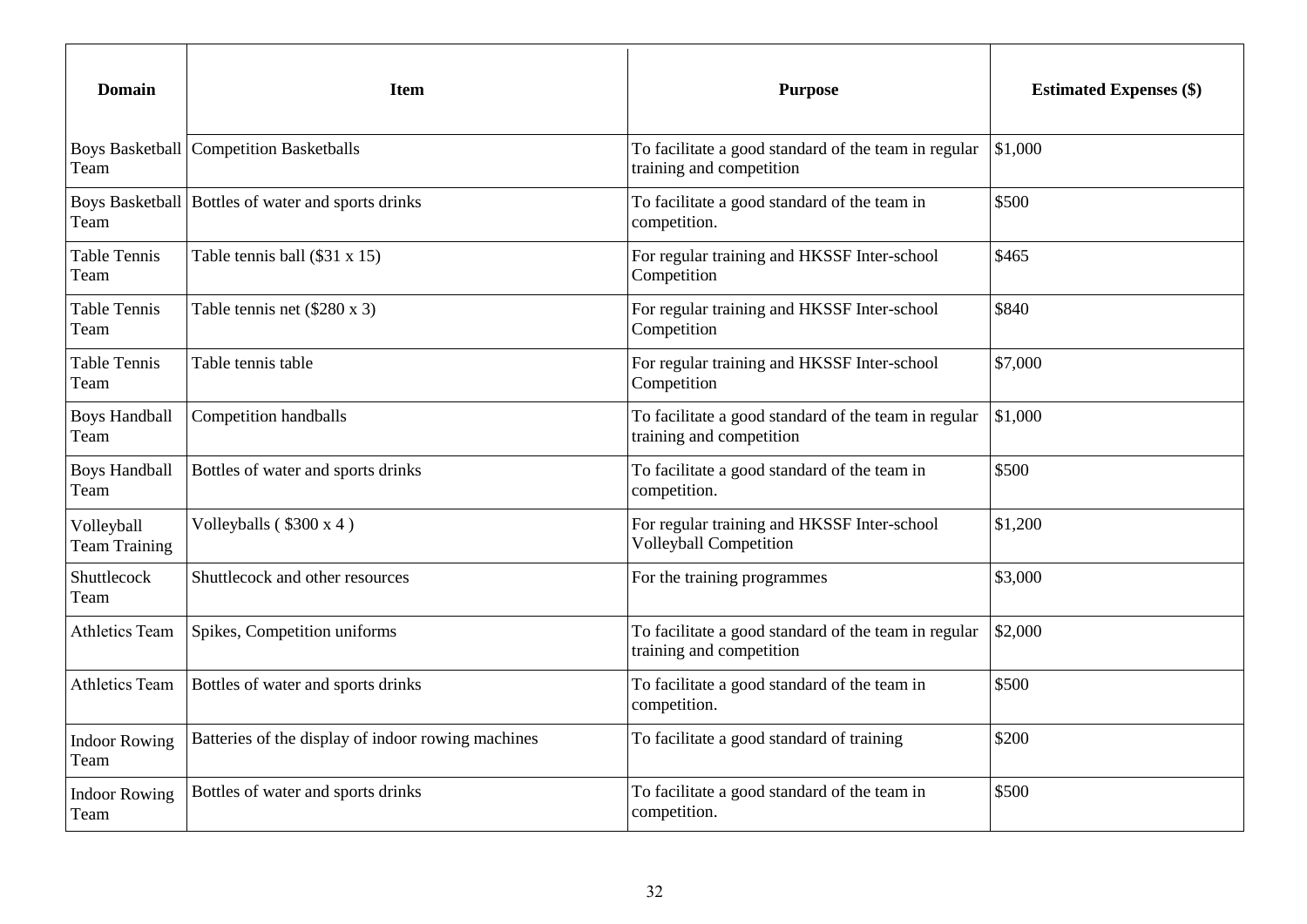| Domain | Item | Purpose | Estimated Expenses ($) |
|---|---|---|---|
| Boys Basketball Team | Competition Basketballs | To facilitate a good standard of the team in regular training and competition | $1,000 |
| Boys Basketball Team | Bottles of water and sports drinks | To facilitate a good standard of the team in competition. | $500 |
| Table Tennis Team | Table tennis ball ($31 x 15) | For regular training and HKSSF Inter-school Competition | $465 |
| Table Tennis Team | Table tennis net ($280 x 3) | For regular training and HKSSF Inter-school Competition | $840 |
| Table Tennis Team | Table tennis table | For regular training and HKSSF Inter-school Competition | $7,000 |
| Boys Handball Team | Competition handballs | To facilitate a good standard of the team in regular training and competition | $1,000 |
| Boys Handball Team | Bottles of water and sports drinks | To facilitate a good standard of the team in competition. | $500 |
| Volleyball Team Training | Volleyballs ( $300 x 4 ) | For regular training and HKSSF Inter-school Volleyball Competition | $1,200 |
| Shuttlecock Team | Shuttlecock and other resources | For the training programmes | $3,000 |
| Athletics Team | Spikes, Competition uniforms | To facilitate a good standard of the team in regular training and competition | $2,000 |
| Athletics Team | Bottles of water and sports drinks | To facilitate a good standard of the team in competition. | $500 |
| Indoor Rowing Team | Batteries of the display of indoor rowing machines | To facilitate a good standard of training | $200 |
| Indoor Rowing Team | Bottles of water and sports drinks | To facilitate a good standard of the team in competition. | $500 |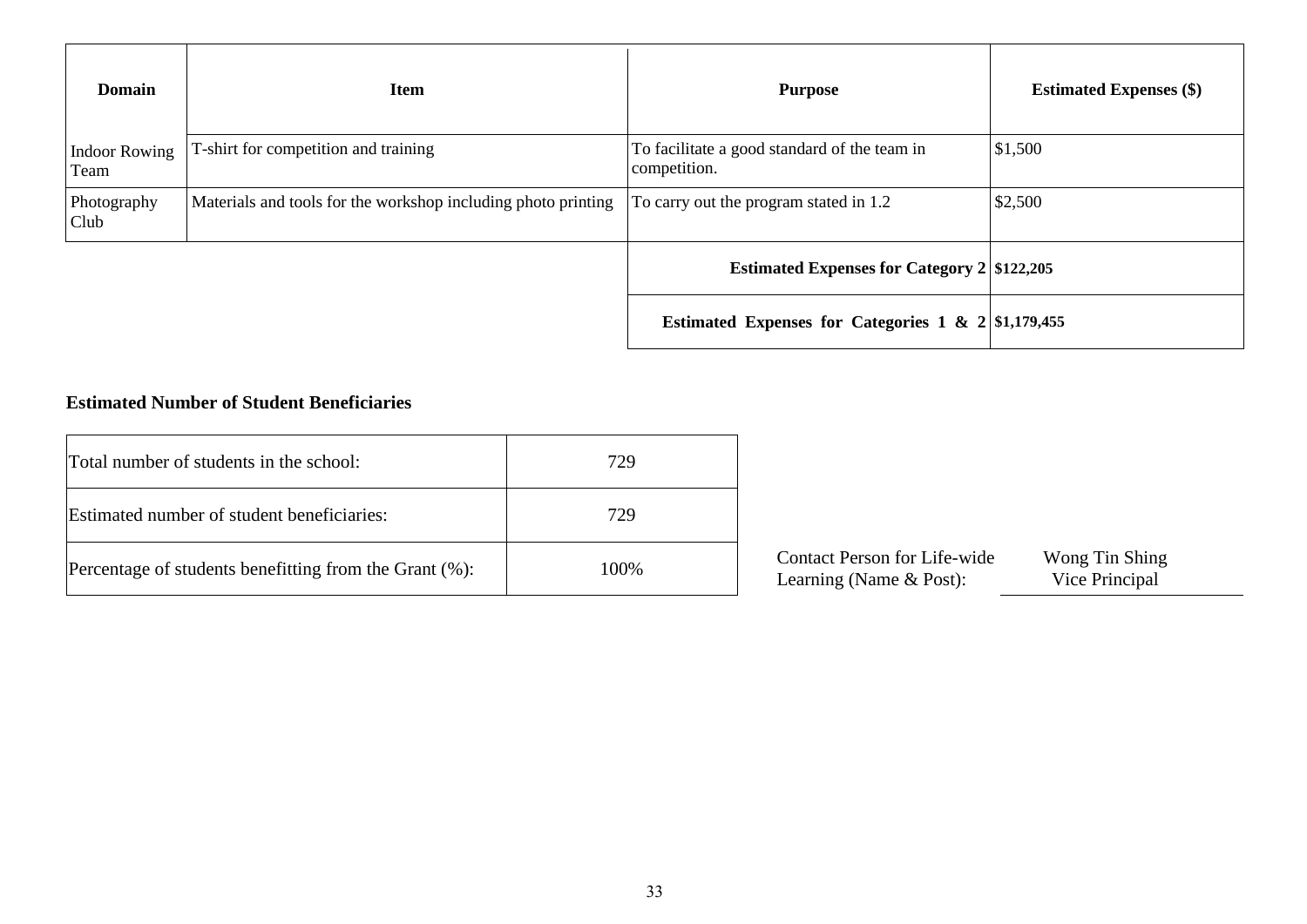| Domain | Item | Purpose | Estimated Expenses ($) |
|---|---|---|---|
| Indoor Rowing Team | T-shirt for competition and training | To facilitate a good standard of the team in competition. | $1,500 |
| Photography Club | Materials and tools for the workshop including photo printing | To carry out the program stated in 1.2 | $2,500 |
| | | **Estimated Expenses for Category 2** | **$122,205** |
| | | **Estimated Expenses for Categories 1 & 2** | **$1,179,455** |

**Estimated Number of Student Beneficiaries**

| | |
|---|---|
| Total number of students in the school: | 729 |
| Estimated number of student beneficiaries: | 729 |
| Percentage of students benefitting from the Grant (%): | 100% |

Contact Person for Life-wide Learning (Name & Post): Wong Tin Shing, Vice Principal